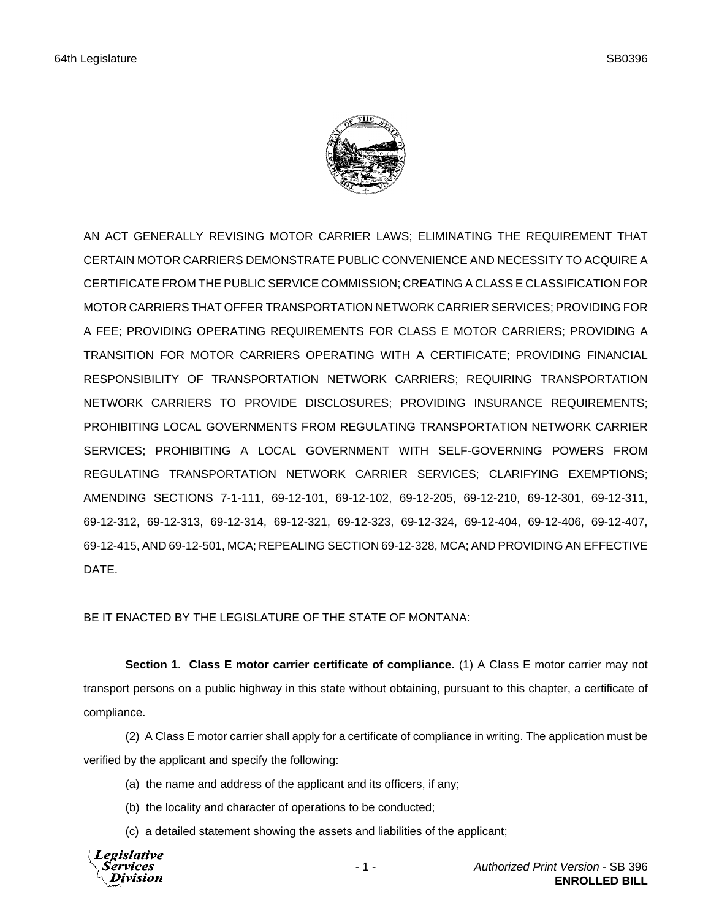AN ACT GENERALLY REVISING MOTOR CARRIER LAWS; ELIMINATING THE REQUIREMENT THAT CERTAIN MOTOR CARRIERS DEMONSTRATE PUBLIC CONVENIENCE AND NECESSITY TO ACQUIRE A CERTIFICATE FROM THE PUBLIC SERVICE COMMISSION; CREATING A CLASS E CLASSIFICATION FOR MOTOR CARRIERS THAT OFFER TRANSPORTATION NETWORK CARRIER SERVICES; PROVIDING FOR A FEE; PROVIDING OPERATING REQUIREMENTS FOR CLASS E MOTOR CARRIERS; PROVIDING A TRANSITION FOR MOTOR CARRIERS OPERATING WITH A CERTIFICATE; PROVIDING FINANCIAL RESPONSIBILITY OF TRANSPORTATION NETWORK CARRIERS; REQUIRING TRANSPORTATION NETWORK CARRIERS TO PROVIDE DISCLOSURES; PROVIDING INSURANCE REQUIREMENTS; PROHIBITING LOCAL GOVERNMENTS FROM REGULATING TRANSPORTATION NETWORK CARRIER SERVICES; PROHIBITING A LOCAL GOVERNMENT WITH SELF-GOVERNING POWERS FROM REGULATING TRANSPORTATION NETWORK CARRIER SERVICES; CLARIFYING EXEMPTIONS; AMENDING SECTIONS 7-1-111, 69-12-101, 69-12-102, 69-12-205, 69-12-210, 69-12-301, 69-12-311, 69-12-312, 69-12-313, 69-12-314, 69-12-321, 69-12-323, 69-12-324, 69-12-404, 69-12-406, 69-12-407, 69-12-415, AND 69-12-501, MCA; REPEALING SECTION 69-12-328, MCA; AND PROVIDING AN EFFECTIVE DATE.

BE IT ENACTED BY THE LEGISLATURE OF THE STATE OF MONTANA:

**Section 1. Class E motor carrier certificate of compliance.** (1) A Class E motor carrier may not transport persons on a public highway in this state without obtaining, pursuant to this chapter, a certificate of compliance.

(2) A Class E motor carrier shall apply for a certificate of compliance in writing. The application must be verified by the applicant and specify the following:

(a) the name and address of the applicant and its officers, if any;

(b) the locality and character of operations to be conducted;

(c) a detailed statement showing the assets and liabilities of the applicant;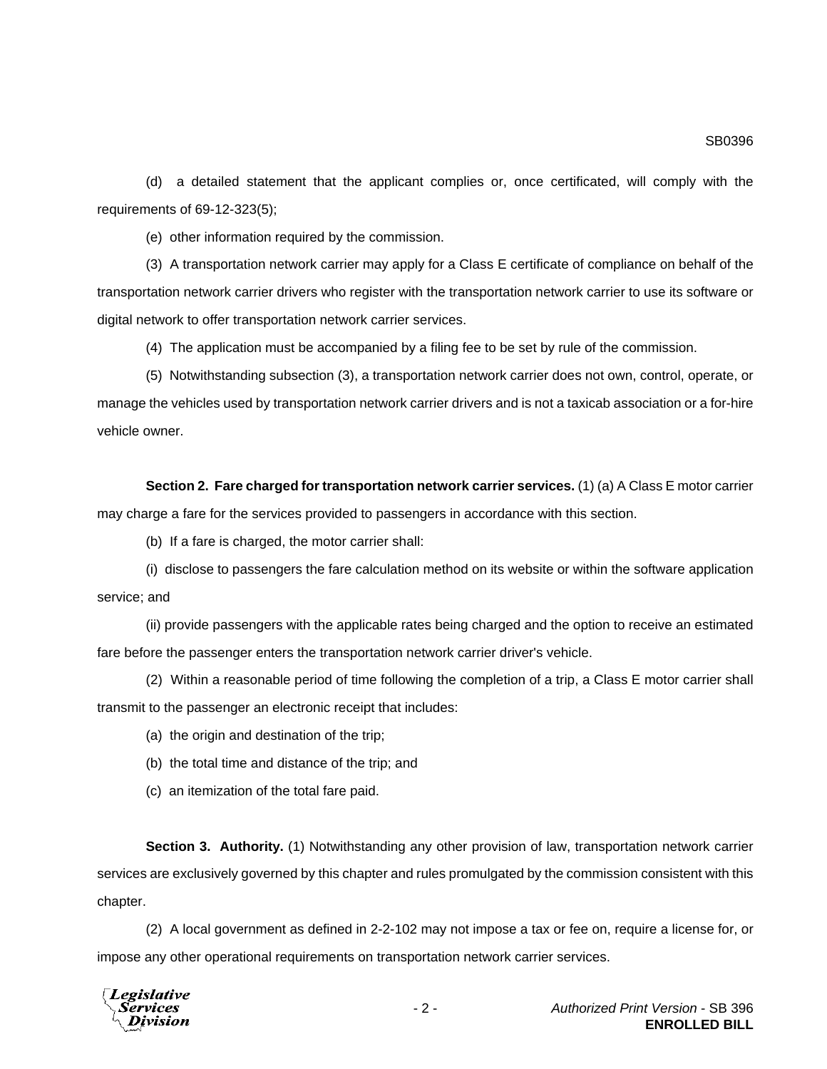(d) a detailed statement that the applicant complies or, once certificated, will comply with the requirements of 69-12-323(5);

(e) other information required by the commission.

(3) A transportation network carrier may apply for a Class E certificate of compliance on behalf of the transportation network carrier drivers who register with the transportation network carrier to use its software or digital network to offer transportation network carrier services.

(4) The application must be accompanied by a filing fee to be set by rule of the commission.

(5) Notwithstanding subsection (3), a transportation network carrier does not own, control, operate, or manage the vehicles used by transportation network carrier drivers and is not a taxicab association or a for-hire vehicle owner.

**Section 2. Fare charged for transportation network carrier services.** (1) (a) A Class E motor carrier may charge a fare for the services provided to passengers in accordance with this section.

(b) If a fare is charged, the motor carrier shall:

(i) disclose to passengers the fare calculation method on its website or within the software application service; and

(ii) provide passengers with the applicable rates being charged and the option to receive an estimated fare before the passenger enters the transportation network carrier driver's vehicle.

(2) Within a reasonable period of time following the completion of a trip, a Class E motor carrier shall transmit to the passenger an electronic receipt that includes:

(a) the origin and destination of the trip;

(b) the total time and distance of the trip; and

(c) an itemization of the total fare paid.

**Section 3. Authority.** (1) Notwithstanding any other provision of law, transportation network carrier services are exclusively governed by this chapter and rules promulgated by the commission consistent with this chapter.

(2) A local government as defined in 2-2-102 may not impose a tax or fee on, require a license for, or impose any other operational requirements on transportation network carrier services.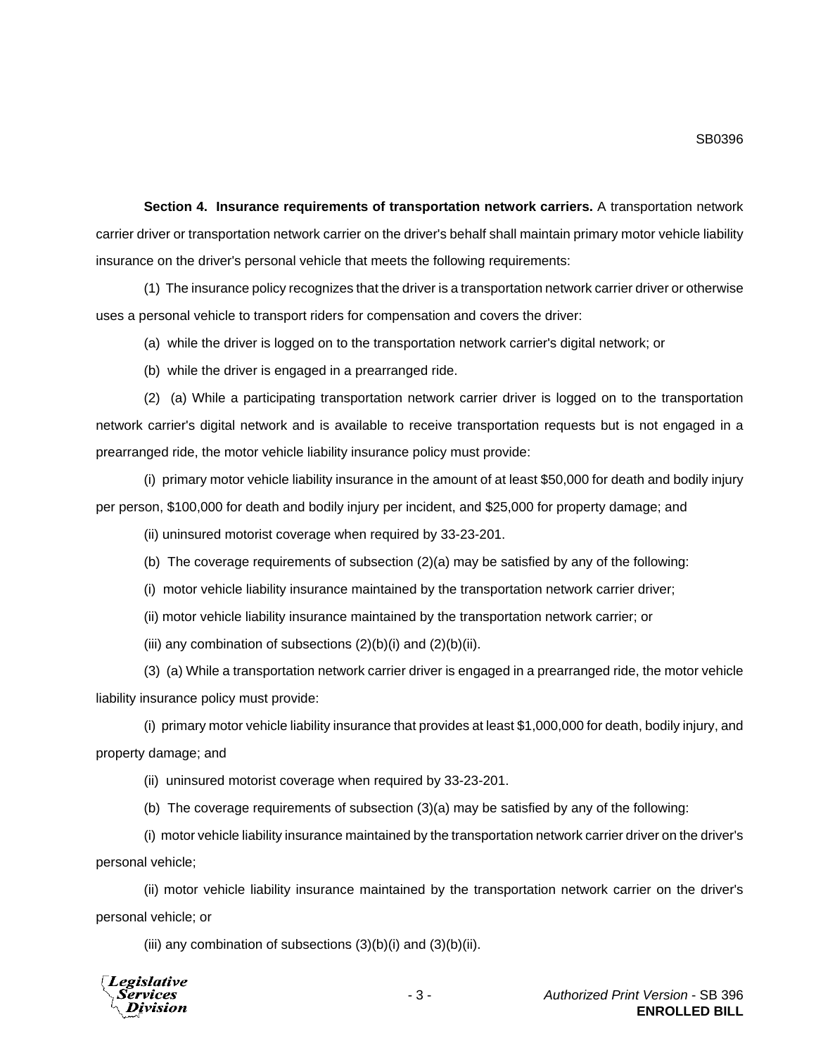**Section 4. Insurance requirements of transportation network carriers.** A transportation network carrier driver or transportation network carrier on the driver's behalf shall maintain primary motor vehicle liability insurance on the driver's personal vehicle that meets the following requirements:

(1) The insurance policy recognizes that the driver is a transportation network carrier driver or otherwise uses a personal vehicle to transport riders for compensation and covers the driver:

(a) while the driver is logged on to the transportation network carrier's digital network; or

(b) while the driver is engaged in a prearranged ride.

(2) (a) While a participating transportation network carrier driver is logged on to the transportation network carrier's digital network and is available to receive transportation requests but is not engaged in a prearranged ride, the motor vehicle liability insurance policy must provide:

(i) primary motor vehicle liability insurance in the amount of at least $50,000 for death and bodily injury per person, $100,000 for death and bodily injury per incident, and $25,000 for property damage; and

(ii) uninsured motorist coverage when required by 33-23-201.

(b) The coverage requirements of subsection (2)(a) may be satisfied by any of the following:

(i) motor vehicle liability insurance maintained by the transportation network carrier driver;

(ii) motor vehicle liability insurance maintained by the transportation network carrier; or

(iii) any combination of subsections (2)(b)(i) and (2)(b)(ii).

(3) (a) While a transportation network carrier driver is engaged in a prearranged ride, the motor vehicle liability insurance policy must provide:

(i) primary motor vehicle liability insurance that provides at least $1,000,000 for death, bodily injury, and property damage; and

(ii) uninsured motorist coverage when required by 33-23-201.

(b) The coverage requirements of subsection (3)(a) may be satisfied by any of the following:

(i) motor vehicle liability insurance maintained by the transportation network carrier driver on the driver's personal vehicle;

(ii) motor vehicle liability insurance maintained by the transportation network carrier on the driver's personal vehicle; or

(iii) any combination of subsections (3)(b)(i) and (3)(b)(ii).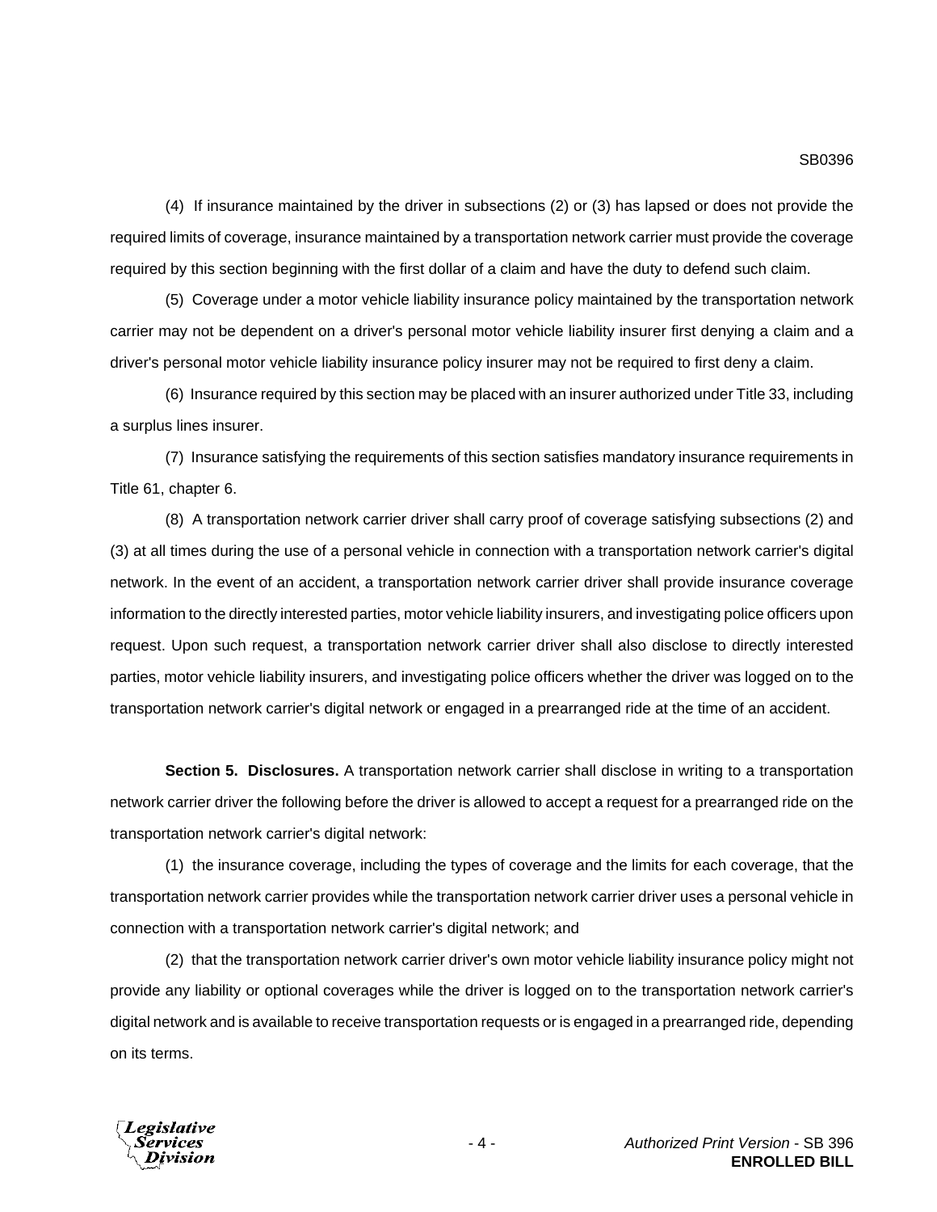(4) If insurance maintained by the driver in subsections (2) or (3) has lapsed or does not provide the required limits of coverage, insurance maintained by a transportation network carrier must provide the coverage required by this section beginning with the first dollar of a claim and have the duty to defend such claim.

(5) Coverage under a motor vehicle liability insurance policy maintained by the transportation network carrier may not be dependent on a driver's personal motor vehicle liability insurer first denying a claim and a driver's personal motor vehicle liability insurance policy insurer may not be required to first deny a claim.

(6) Insurance required by this section may be placed with an insurer authorized under Title 33, including a surplus lines insurer.

(7) Insurance satisfying the requirements of this section satisfies mandatory insurance requirements in Title 61, chapter 6.

(8) A transportation network carrier driver shall carry proof of coverage satisfying subsections (2) and (3) at all times during the use of a personal vehicle in connection with a transportation network carrier's digital network. In the event of an accident, a transportation network carrier driver shall provide insurance coverage information to the directly interested parties, motor vehicle liability insurers, and investigating police officers upon request. Upon such request, a transportation network carrier driver shall also disclose to directly interested parties, motor vehicle liability insurers, and investigating police officers whether the driver was logged on to the transportation network carrier's digital network or engaged in a prearranged ride at the time of an accident.

**Section 5. Disclosures.** A transportation network carrier shall disclose in writing to a transportation network carrier driver the following before the driver is allowed to accept a request for a prearranged ride on the transportation network carrier's digital network:

(1) the insurance coverage, including the types of coverage and the limits for each coverage, that the transportation network carrier provides while the transportation network carrier driver uses a personal vehicle in connection with a transportation network carrier's digital network; and

(2) that the transportation network carrier driver's own motor vehicle liability insurance policy might not provide any liability or optional coverages while the driver is logged on to the transportation network carrier's digital network and is available to receive transportation requests or is engaged in a prearranged ride, depending on its terms.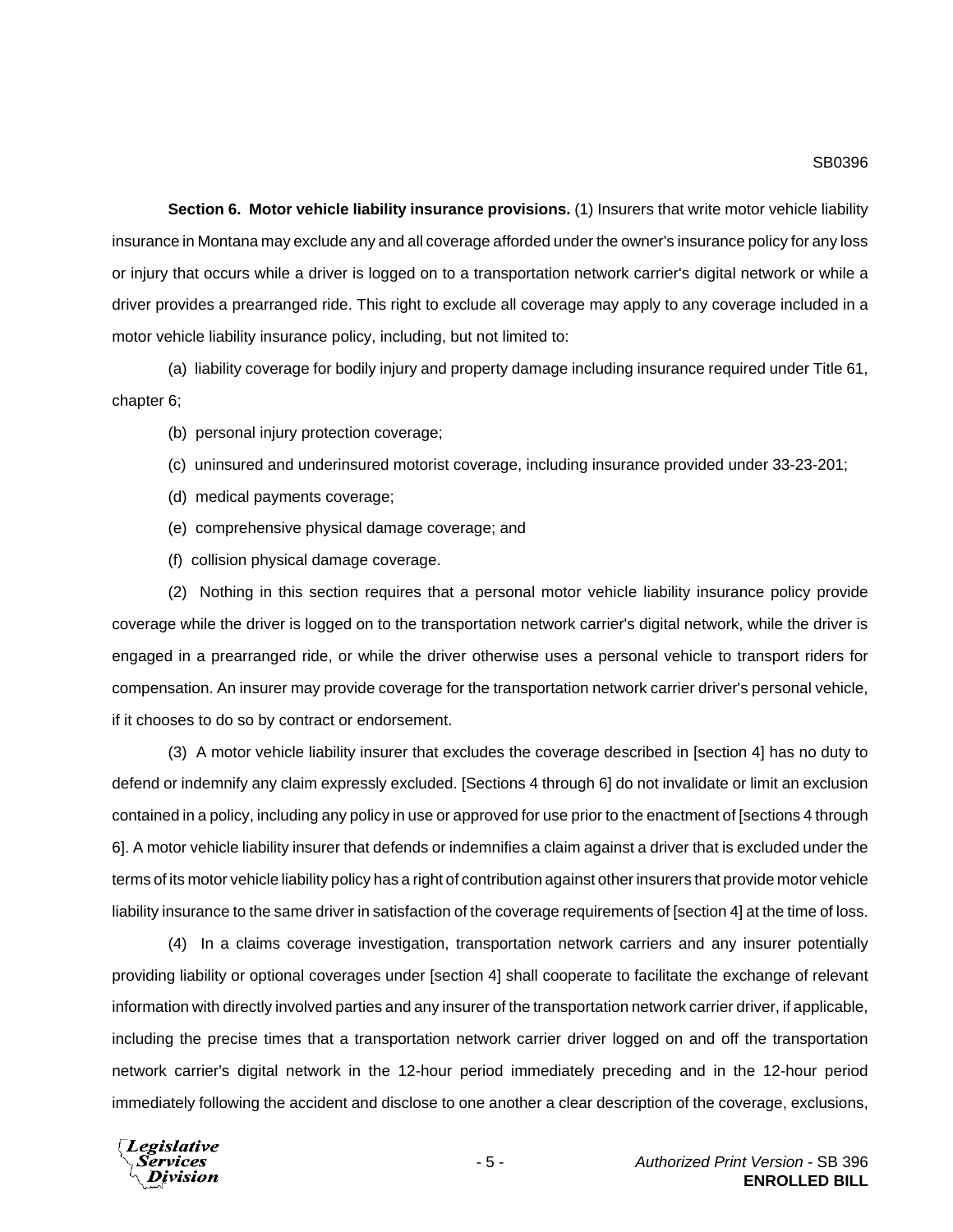**Section 6. Motor vehicle liability insurance provisions.** (1) Insurers that write motor vehicle liability insurance in Montana may exclude any and all coverage afforded under the owner's insurance policy for any loss or injury that occurs while a driver is logged on to a transportation network carrier's digital network or while a driver provides a prearranged ride. This right to exclude all coverage may apply to any coverage included in a motor vehicle liability insurance policy, including, but not limited to:

(a) liability coverage for bodily injury and property damage including insurance required under Title 61, chapter 6;

(b) personal injury protection coverage;

(c) uninsured and underinsured motorist coverage, including insurance provided under 33-23-201;

(d) medical payments coverage;

(e) comprehensive physical damage coverage; and

(f) collision physical damage coverage.

(2) Nothing in this section requires that a personal motor vehicle liability insurance policy provide coverage while the driver is logged on to the transportation network carrier's digital network, while the driver is engaged in a prearranged ride, or while the driver otherwise uses a personal vehicle to transport riders for compensation. An insurer may provide coverage for the transportation network carrier driver's personal vehicle, if it chooses to do so by contract or endorsement.

(3) A motor vehicle liability insurer that excludes the coverage described in [section 4] has no duty to defend or indemnify any claim expressly excluded. [Sections 4 through 6] do not invalidate or limit an exclusion contained in a policy, including any policy in use or approved for use prior to the enactment of [sections 4 through 6]. A motor vehicle liability insurer that defends or indemnifies a claim against a driver that is excluded under the terms of its motor vehicle liability policy has a right of contribution against other insurers that provide motor vehicle liability insurance to the same driver in satisfaction of the coverage requirements of [section 4] at the time of loss.

(4) In a claims coverage investigation, transportation network carriers and any insurer potentially providing liability or optional coverages under [section 4] shall cooperate to facilitate the exchange of relevant information with directly involved parties and any insurer of the transportation network carrier driver, if applicable, including the precise times that a transportation network carrier driver logged on and off the transportation network carrier's digital network in the 12-hour period immediately preceding and in the 12-hour period immediately following the accident and disclose to one another a clear description of the coverage, exclusions,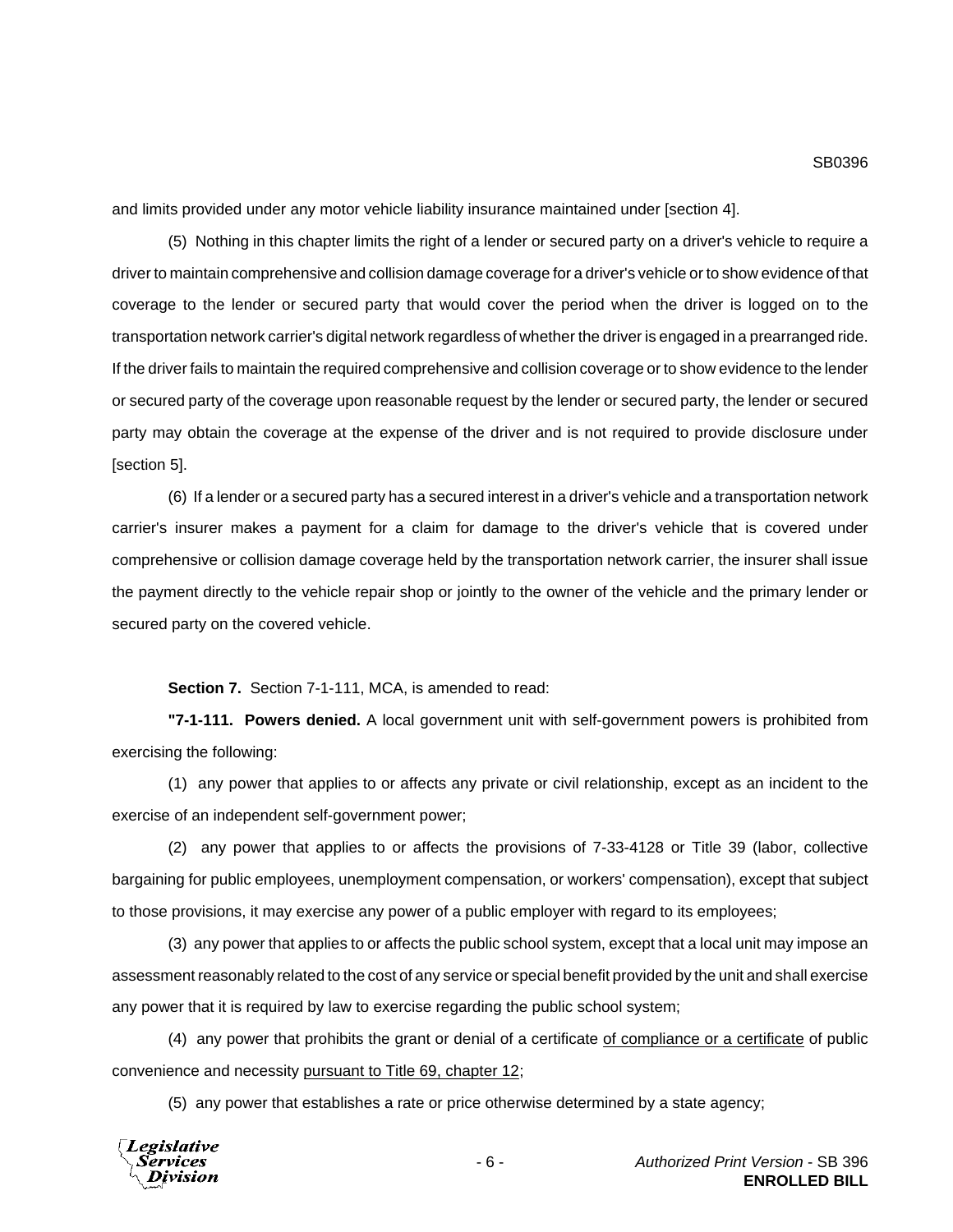and limits provided under any motor vehicle liability insurance maintained under [section 4].

(5) Nothing in this chapter limits the right of a lender or secured party on a driver's vehicle to require a driver to maintain comprehensive and collision damage coverage for a driver's vehicle or to show evidence of that coverage to the lender or secured party that would cover the period when the driver is logged on to the transportation network carrier's digital network regardless of whether the driver is engaged in a prearranged ride. If the driver fails to maintain the required comprehensive and collision coverage or to show evidence to the lender or secured party of the coverage upon reasonable request by the lender or secured party, the lender or secured party may obtain the coverage at the expense of the driver and is not required to provide disclosure under [section 5].

(6) If a lender or a secured party has a secured interest in a driver's vehicle and a transportation network carrier's insurer makes a payment for a claim for damage to the driver's vehicle that is covered under comprehensive or collision damage coverage held by the transportation network carrier, the insurer shall issue the payment directly to the vehicle repair shop or jointly to the owner of the vehicle and the primary lender or secured party on the covered vehicle.

**Section 7.** Section 7-1-111, MCA, is amended to read:

**"7-1-111. Powers denied.** A local government unit with self-government powers is prohibited from exercising the following:

(1) any power that applies to or affects any private or civil relationship, except as an incident to the exercise of an independent self-government power;

(2) any power that applies to or affects the provisions of 7-33-4128 or Title 39 (labor, collective bargaining for public employees, unemployment compensation, or workers' compensation), except that subject to those provisions, it may exercise any power of a public employer with regard to its employees;

(3) any power that applies to or affects the public school system, except that a local unit may impose an assessment reasonably related to the cost of any service or special benefit provided by the unit and shall exercise any power that it is required by law to exercise regarding the public school system;

(4) any power that prohibits the grant or denial of a certificate <u>of compliance or a certificate</u> of public convenience and necessity <u>pursuant to Title 69, chapter 12</u>;

(5) any power that establishes a rate or price otherwise determined by a state agency;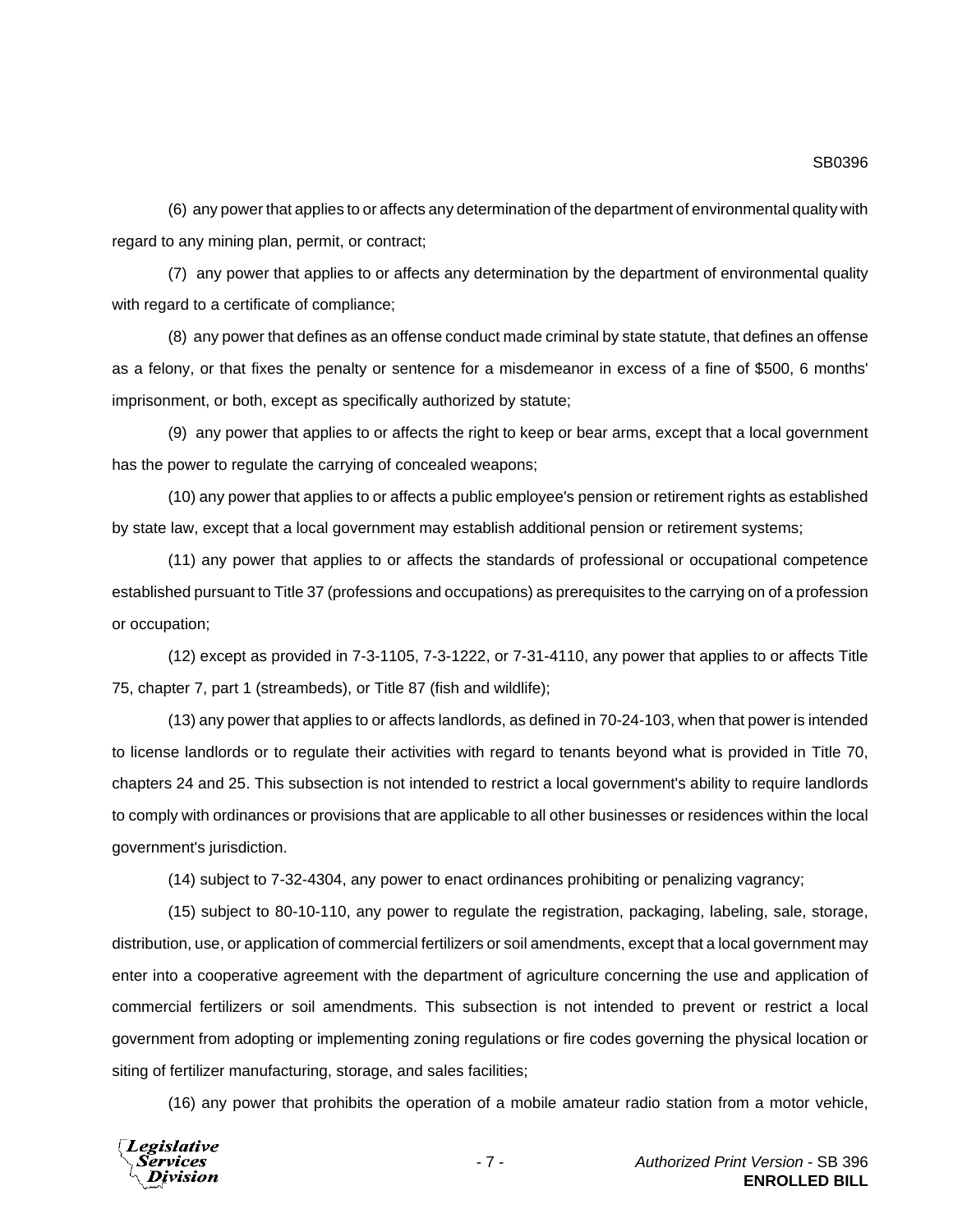(6) any power that applies to or affects any determination of the department of environmental quality with regard to any mining plan, permit, or contract;

(7) any power that applies to or affects any determination by the department of environmental quality with regard to a certificate of compliance;

(8) any power that defines as an offense conduct made criminal by state statute, that defines an offense as a felony, or that fixes the penalty or sentence for a misdemeanor in excess of a fine of $500, 6 months' imprisonment, or both, except as specifically authorized by statute;

(9) any power that applies to or affects the right to keep or bear arms, except that a local government has the power to regulate the carrying of concealed weapons;

(10) any power that applies to or affects a public employee's pension or retirement rights as established by state law, except that a local government may establish additional pension or retirement systems;

(11) any power that applies to or affects the standards of professional or occupational competence established pursuant to Title 37 (professions and occupations) as prerequisites to the carrying on of a profession or occupation;

(12) except as provided in 7-3-1105, 7-3-1222, or 7-31-4110, any power that applies to or affects Title 75, chapter 7, part 1 (streambeds), or Title 87 (fish and wildlife);

(13) any power that applies to or affects landlords, as defined in 70-24-103, when that power is intended to license landlords or to regulate their activities with regard to tenants beyond what is provided in Title 70, chapters 24 and 25. This subsection is not intended to restrict a local government's ability to require landlords to comply with ordinances or provisions that are applicable to all other businesses or residences within the local government's jurisdiction.

(14) subject to 7-32-4304, any power to enact ordinances prohibiting or penalizing vagrancy;

(15) subject to 80-10-110, any power to regulate the registration, packaging, labeling, sale, storage, distribution, use, or application of commercial fertilizers or soil amendments, except that a local government may enter into a cooperative agreement with the department of agriculture concerning the use and application of commercial fertilizers or soil amendments. This subsection is not intended to prevent or restrict a local government from adopting or implementing zoning regulations or fire codes governing the physical location or siting of fertilizer manufacturing, storage, and sales facilities;

(16) any power that prohibits the operation of a mobile amateur radio station from a motor vehicle,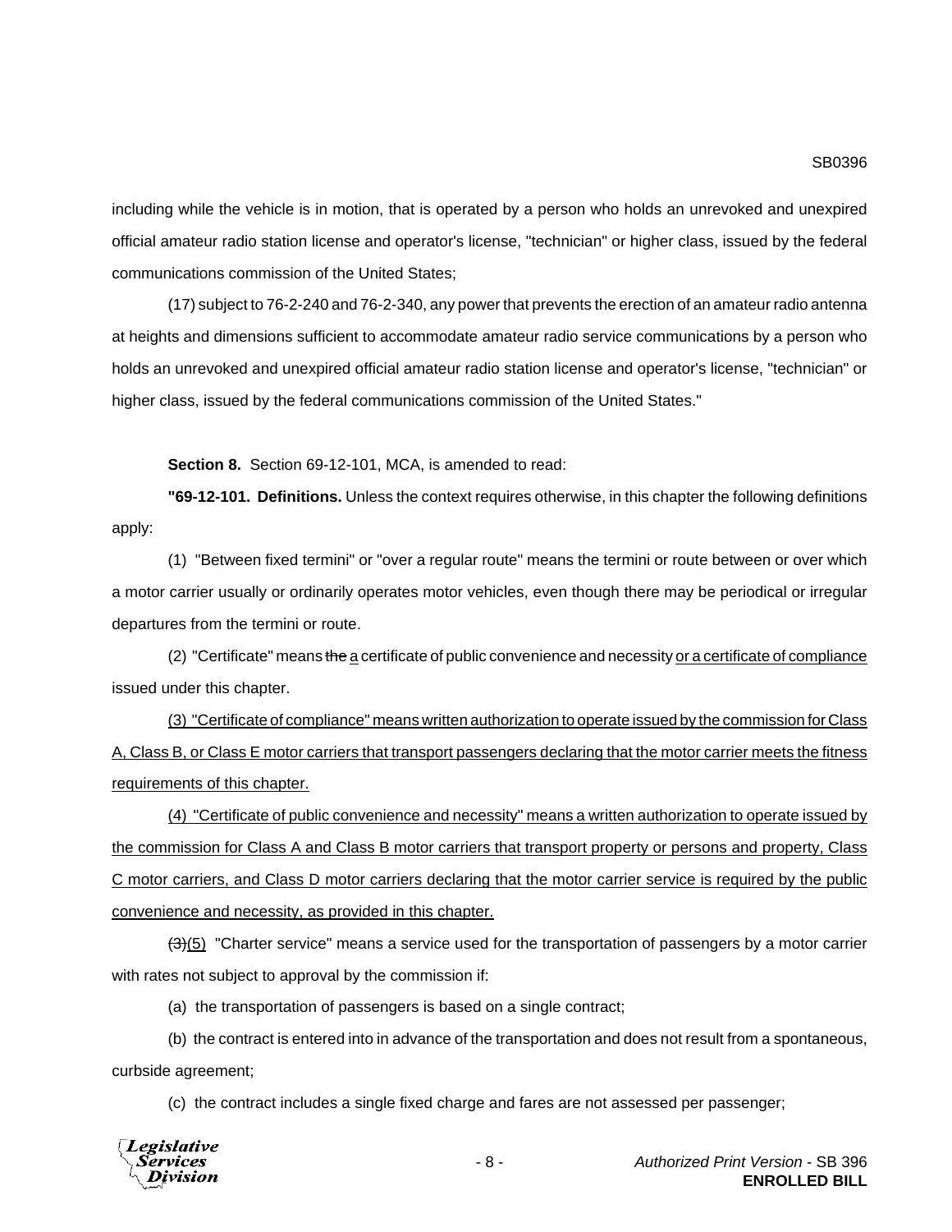including while the vehicle is in motion, that is operated by a person who holds an unrevoked and unexpired official amateur radio station license and operator's license, "technician" or higher class, issued by the federal communications commission of the United States;

(17) subject to 76-2-240 and 76-2-340, any power that prevents the erection of an amateur radio antenna at heights and dimensions sufficient to accommodate amateur radio service communications by a person who holds an unrevoked and unexpired official amateur radio station license and operator's license, "technician" or higher class, issued by the federal communications commission of the United States."

**Section 8.** Section 69-12-101, MCA, is amended to read:

**"69-12-101. Definitions.** Unless the context requires otherwise, in this chapter the following definitions apply:

(1) "Between fixed termini" or "over a regular route" means the termini or route between or over which a motor carrier usually or ordinarily operates motor vehicles, even though there may be periodical or irregular departures from the termini or route.

(2) "Certificate" means ~~the~~ <u>a</u> certificate of public convenience and necessity <u>or a certificate of compliance</u> issued under this chapter.

<u>(3) "Certificate of compliance" means written authorization to operate issued by the commission for Class A, Class B, or Class E motor carriers that transport passengers declaring that the motor carrier meets the fitness requirements of this chapter.</u>

<u>(4) "Certificate of public convenience and necessity" means a written authorization to operate issued by the commission for Class A and Class B motor carriers that transport property or persons and property, Class C motor carriers, and Class D motor carriers declaring that the motor carrier service is required by the public convenience and necessity, as provided in this chapter.</u>

~~(3)~~<u>(5)</u> "Charter service" means a service used for the transportation of passengers by a motor carrier with rates not subject to approval by the commission if:

(a) the transportation of passengers is based on a single contract;

(b) the contract is entered into in advance of the transportation and does not result from a spontaneous, curbside agreement;

(c) the contract includes a single fixed charge and fares are not assessed per passenger;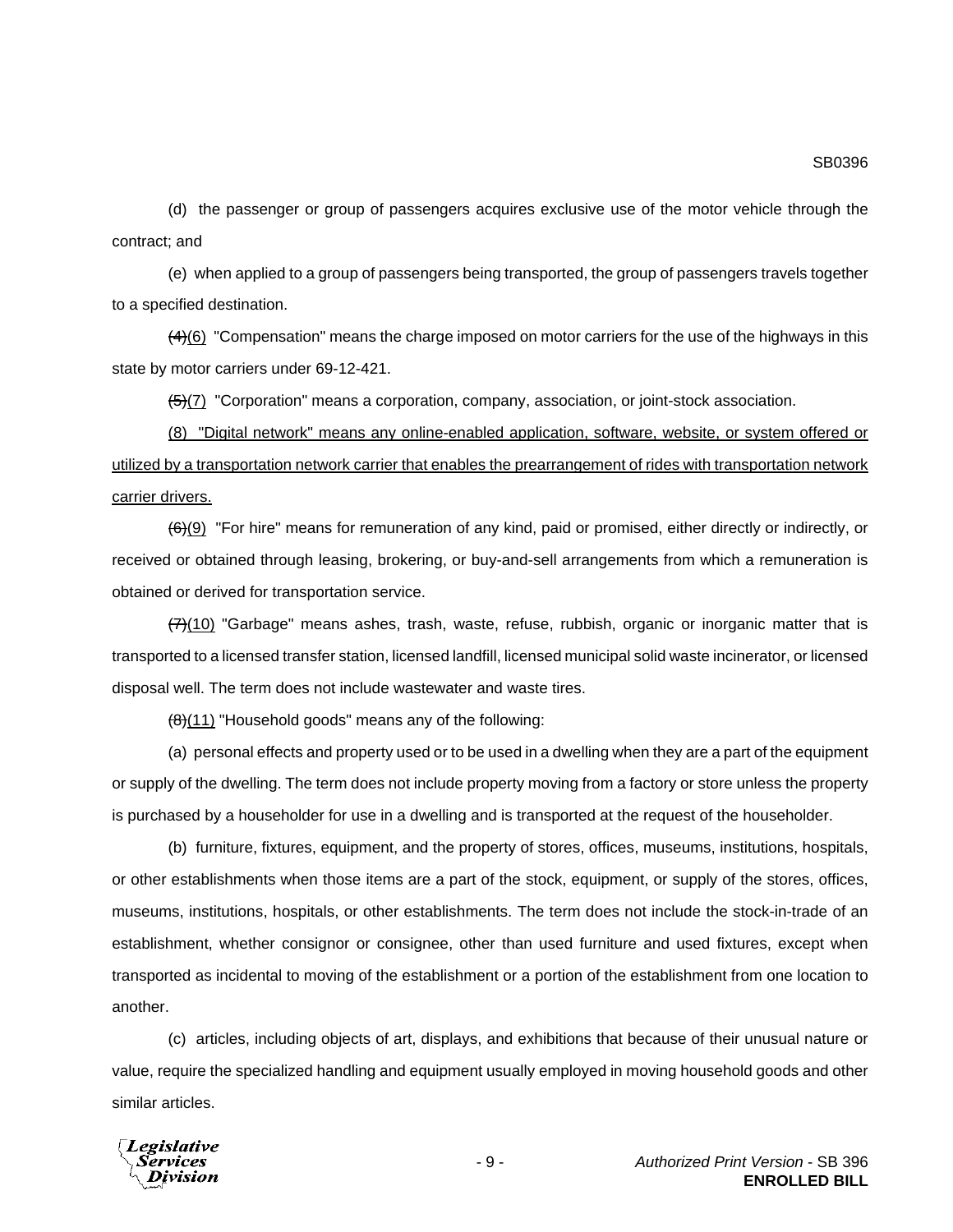(d) the passenger or group of passengers acquires exclusive use of the motor vehicle through the contract; and

(e) when applied to a group of passengers being transported, the group of passengers travels together to a specified destination.

~~(4)~~(6) "Compensation" means the charge imposed on motor carriers for the use of the highways in this state by motor carriers under 69-12-421.

~~(5)~~(7) "Corporation" means a corporation, company, association, or joint-stock association.

<u>(8) "Digital network" means any online-enabled application, software, website, or system offered or utilized by a transportation network carrier that enables the prearrangement of rides with transportation network carrier drivers.</u>

~~(6)~~(9) "For hire" means for remuneration of any kind, paid or promised, either directly or indirectly, or received or obtained through leasing, brokering, or buy-and-sell arrangements from which a remuneration is obtained or derived for transportation service.

~~(7)~~(10) "Garbage" means ashes, trash, waste, refuse, rubbish, organic or inorganic matter that is transported to a licensed transfer station, licensed landfill, licensed municipal solid waste incinerator, or licensed disposal well. The term does not include wastewater and waste tires.

~~(8)~~(11) "Household goods" means any of the following:

(a) personal effects and property used or to be used in a dwelling when they are a part of the equipment or supply of the dwelling. The term does not include property moving from a factory or store unless the property is purchased by a householder for use in a dwelling and is transported at the request of the householder.

(b) furniture, fixtures, equipment, and the property of stores, offices, museums, institutions, hospitals, or other establishments when those items are a part of the stock, equipment, or supply of the stores, offices, museums, institutions, hospitals, or other establishments. The term does not include the stock-in-trade of an establishment, whether consignor or consignee, other than used furniture and used fixtures, except when transported as incidental to moving of the establishment or a portion of the establishment from one location to another.

(c) articles, including objects of art, displays, and exhibitions that because of their unusual nature or value, require the specialized handling and equipment usually employed in moving household goods and other similar articles.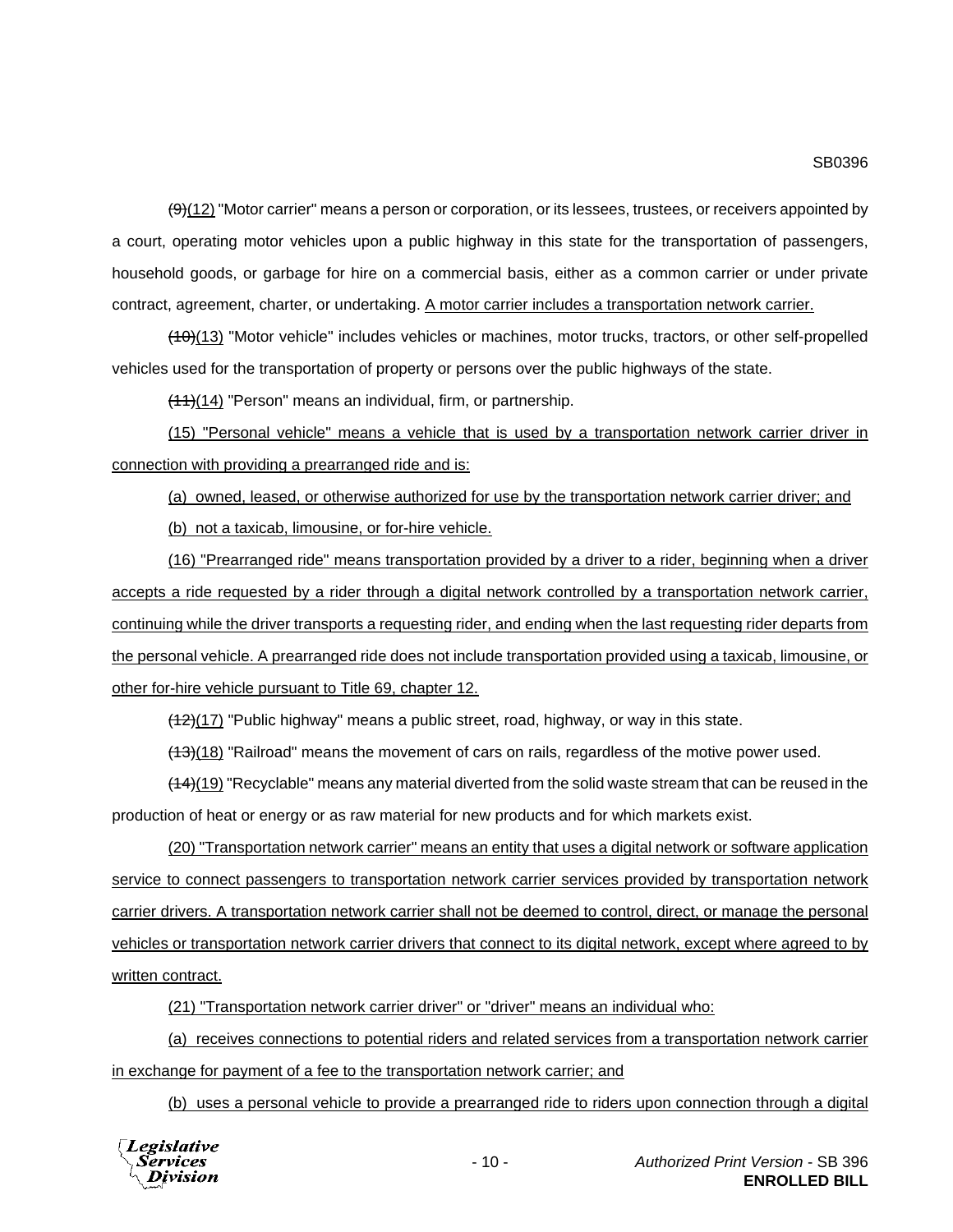~~(9)~~<u>(12)</u> "Motor carrier" means a person or corporation, or its lessees, trustees, or receivers appointed by a court, operating motor vehicles upon a public highway in this state for the transportation of passengers, household goods, or garbage for hire on a commercial basis, either as a common carrier or under private contract, agreement, charter, or undertaking. <u>A motor carrier includes a transportation network carrier.</u>

~~(10)~~<u>(13)</u> "Motor vehicle" includes vehicles or machines, motor trucks, tractors, or other self-propelled vehicles used for the transportation of property or persons over the public highways of the state.

~~(11)~~<u>(14)</u> "Person" means an individual, firm, or partnership.

<u>(15) "Personal vehicle" means a vehicle that is used by a transportation network carrier driver in connection with providing a prearranged ride and is:</u>

<u>(a) owned, leased, or otherwise authorized for use by the transportation network carrier driver; and</u>

<u>(b) not a taxicab, limousine, or for-hire vehicle.</u>

<u>(16) "Prearranged ride" means transportation provided by a driver to a rider, beginning when a driver accepts a ride requested by a rider through a digital network controlled by a transportation network carrier, continuing while the driver transports a requesting rider, and ending when the last requesting rider departs from the personal vehicle. A prearranged ride does not include transportation provided using a taxicab, limousine, or other for-hire vehicle pursuant to Title 69, chapter 12.</u>

~~(12)~~<u>(17)</u> "Public highway" means a public street, road, highway, or way in this state.

~~(13)~~<u>(18)</u> "Railroad" means the movement of cars on rails, regardless of the motive power used.

~~(14)~~<u>(19)</u> "Recyclable" means any material diverted from the solid waste stream that can be reused in the production of heat or energy or as raw material for new products and for which markets exist.

<u>(20) "Transportation network carrier" means an entity that uses a digital network or software application service to connect passengers to transportation network carrier services provided by transportation network carrier drivers. A transportation network carrier shall not be deemed to control, direct, or manage the personal vehicles or transportation network carrier drivers that connect to its digital network, except where agreed to by written contract.</u>

<u>(21) "Transportation network carrier driver" or "driver" means an individual who:</u>

<u>(a) receives connections to potential riders and related services from a transportation network carrier in exchange for payment of a fee to the transportation network carrier; and</u>

<u>(b) uses a personal vehicle to provide a prearranged ride to riders upon connection through a digital</u>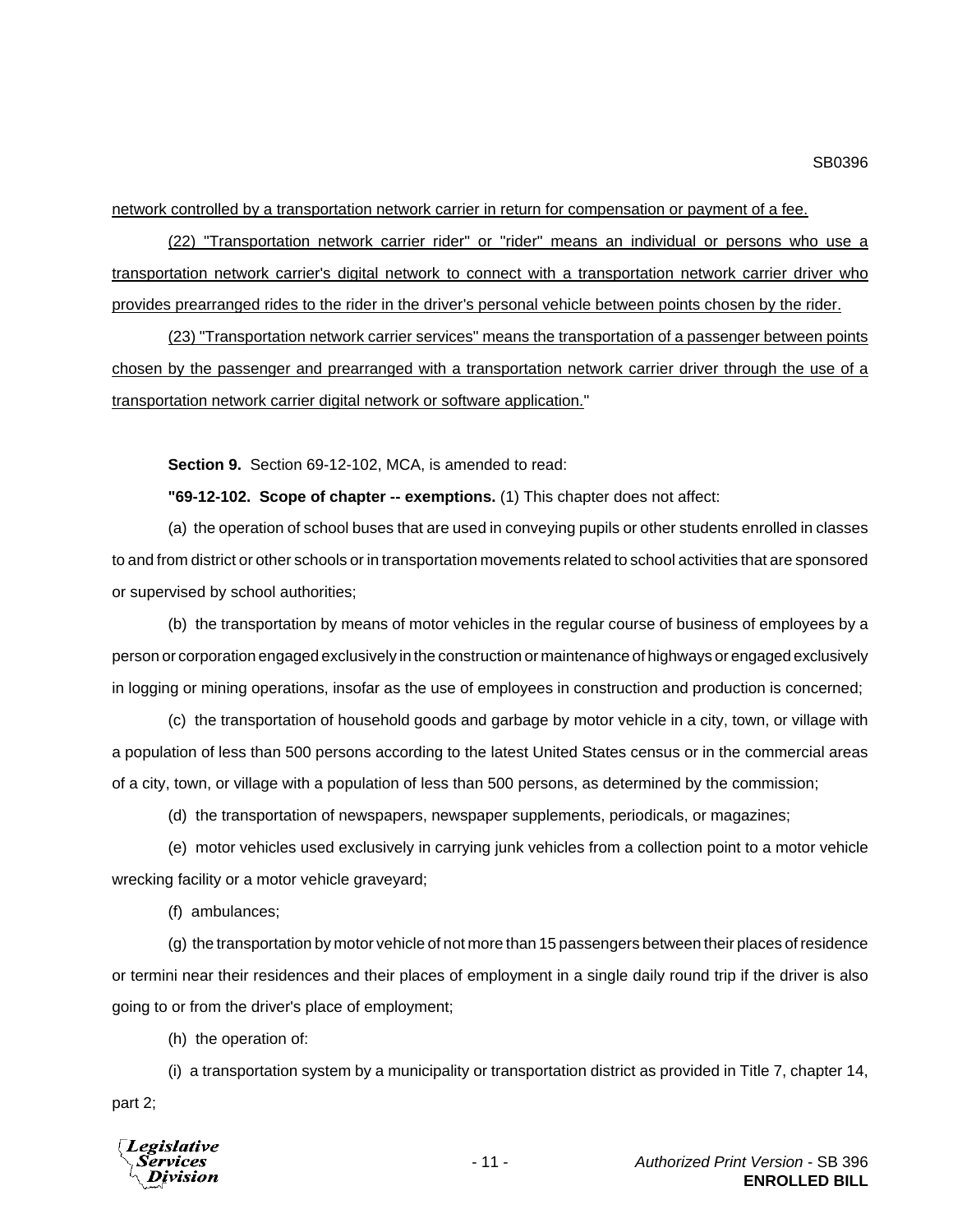network controlled by a transportation network carrier in return for compensation or payment of a fee.

(22) "Transportation network carrier rider" or "rider" means an individual or persons who use a transportation network carrier's digital network to connect with a transportation network carrier driver who provides prearranged rides to the rider in the driver's personal vehicle between points chosen by the rider.

(23) "Transportation network carrier services" means the transportation of a passenger between points chosen by the passenger and prearranged with a transportation network carrier driver through the use of a transportation network carrier digital network or software application."

**Section 9.** Section 69-12-102, MCA, is amended to read:

**"69-12-102. Scope of chapter -- exemptions.** (1) This chapter does not affect:

(a) the operation of school buses that are used in conveying pupils or other students enrolled in classes to and from district or other schools or in transportation movements related to school activities that are sponsored or supervised by school authorities;

(b) the transportation by means of motor vehicles in the regular course of business of employees by a person or corporation engaged exclusively in the construction or maintenance of highways or engaged exclusively in logging or mining operations, insofar as the use of employees in construction and production is concerned;

(c) the transportation of household goods and garbage by motor vehicle in a city, town, or village with a population of less than 500 persons according to the latest United States census or in the commercial areas of a city, town, or village with a population of less than 500 persons, as determined by the commission;

(d) the transportation of newspapers, newspaper supplements, periodicals, or magazines;

(e) motor vehicles used exclusively in carrying junk vehicles from a collection point to a motor vehicle wrecking facility or a motor vehicle graveyard;

(f) ambulances;

(g) the transportation by motor vehicle of not more than 15 passengers between their places of residence or termini near their residences and their places of employment in a single daily round trip if the driver is also going to or from the driver's place of employment;

(h) the operation of:

(i) a transportation system by a municipality or transportation district as provided in Title 7, chapter 14, part 2;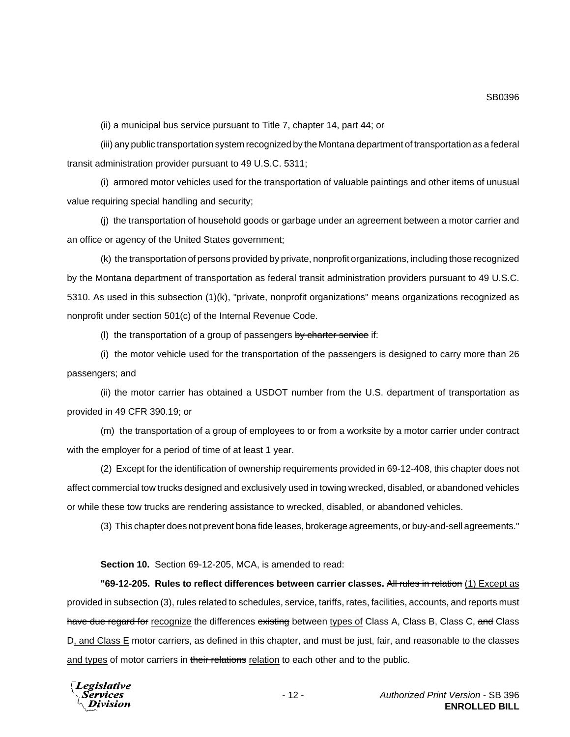(ii) a municipal bus service pursuant to Title 7, chapter 14, part 44; or

(iii) any public transportation system recognized by the Montana department of transportation as a federal transit administration provider pursuant to 49 U.S.C. 5311;

(i) armored motor vehicles used for the transportation of valuable paintings and other items of unusual value requiring special handling and security;

(j) the transportation of household goods or garbage under an agreement between a motor carrier and an office or agency of the United States government;

(k) the transportation of persons provided by private, nonprofit organizations, including those recognized by the Montana department of transportation as federal transit administration providers pursuant to 49 U.S.C. 5310. As used in this subsection (1)(k), "private, nonprofit organizations" means organizations recognized as nonprofit under section 501(c) of the Internal Revenue Code.

(l) the transportation of a group of passengers ~~by charter service~~ if:

(i) the motor vehicle used for the transportation of the passengers is designed to carry more than 26 passengers; and

(ii) the motor carrier has obtained a USDOT number from the U.S. department of transportation as provided in 49 CFR 390.19; or

(m) the transportation of a group of employees to or from a worksite by a motor carrier under contract with the employer for a period of time of at least 1 year.

(2) Except for the identification of ownership requirements provided in 69-12-408, this chapter does not affect commercial tow trucks designed and exclusively used in towing wrecked, disabled, or abandoned vehicles or while these tow trucks are rendering assistance to wrecked, disabled, or abandoned vehicles.

(3) This chapter does not prevent bona fide leases, brokerage agreements, or buy-and-sell agreements."

**Section 10.** Section 69-12-205, MCA, is amended to read:

**"69-12-205. Rules to reflect differences between carrier classes.** ~~All rules in relation~~ <u>(1) Except as provided in subsection (3), rules related</u> to schedules, service, tariffs, rates, facilities, accounts, and reports must ~~have due regard for~~ <u>recognize</u> the differences ~~existing~~ between <u>types of</u> Class A, Class B, Class C, ~~and~~ Class D<u>, and Class E</u> motor carriers, as defined in this chapter, and must be just, fair, and reasonable to the classes <u>and types</u> of motor carriers in ~~their relations~~ <u>relation</u> to each other and to the public.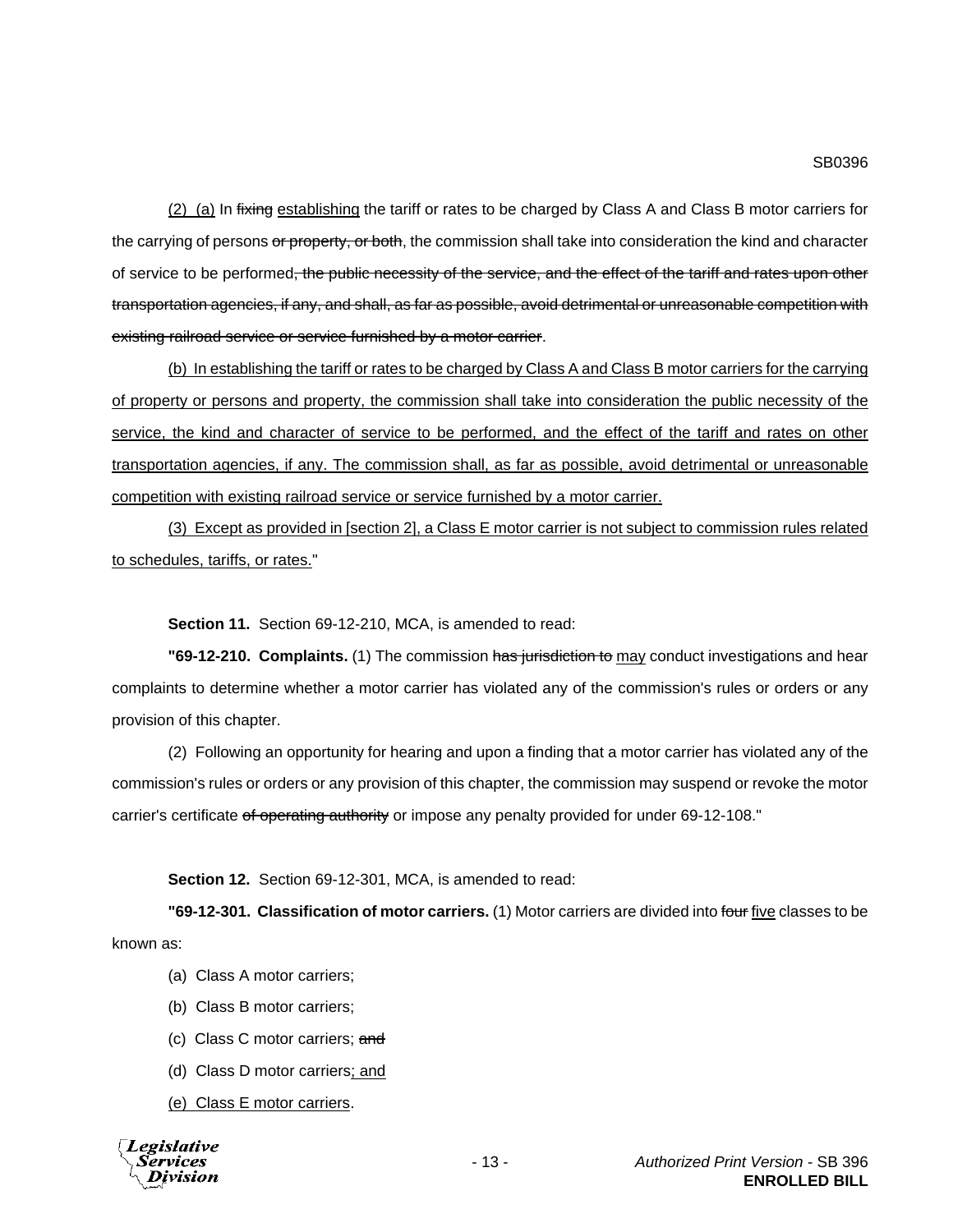<u>(2) (a)</u> In ~~fixing~~ <u>establishing</u> the tariff or rates to be charged by Class A and Class B motor carriers for the carrying of persons ~~or property, or both~~, the commission shall take into consideration the kind and character of service to be performed~~, the public necessity of the service, and the effect of the tariff and rates upon other transportation agencies, if any, and shall, as far as possible, avoid detrimental or unreasonable competition with existing railroad service or service furnished by a motor carrier~~.

<u>(b) In establishing the tariff or rates to be charged by Class A and Class B motor carriers for the carrying of property or persons and property, the commission shall take into consideration the public necessity of the service, the kind and character of service to be performed, and the effect of the tariff and rates on other transportation agencies, if any. The commission shall, as far as possible, avoid detrimental or unreasonable competition with existing railroad service or service furnished by a motor carrier.</u>

<u>(3) Except as provided in [section 2], a Class E motor carrier is not subject to commission rules related to schedules, tariffs, or rates.</u>"

**Section 11.** Section 69-12-210, MCA, is amended to read:

**"69-12-210. Complaints.** (1) The commission ~~has jurisdiction to~~ <u>may</u> conduct investigations and hear complaints to determine whether a motor carrier has violated any of the commission's rules or orders or any provision of this chapter.

(2) Following an opportunity for hearing and upon a finding that a motor carrier has violated any of the commission's rules or orders or any provision of this chapter, the commission may suspend or revoke the motor carrier's certificate ~~of operating authority~~ or impose any penalty provided for under 69-12-108."

**Section 12.** Section 69-12-301, MCA, is amended to read:

**"69-12-301. Classification of motor carriers.** (1) Motor carriers are divided into ~~four~~ <u>five</u> classes to be known as:

(a) Class A motor carriers;

(b) Class B motor carriers;

(c) Class C motor carriers; ~~and~~

(d) Class D motor carriers<u>; and</u>

<u>(e) Class E motor carriers</u>.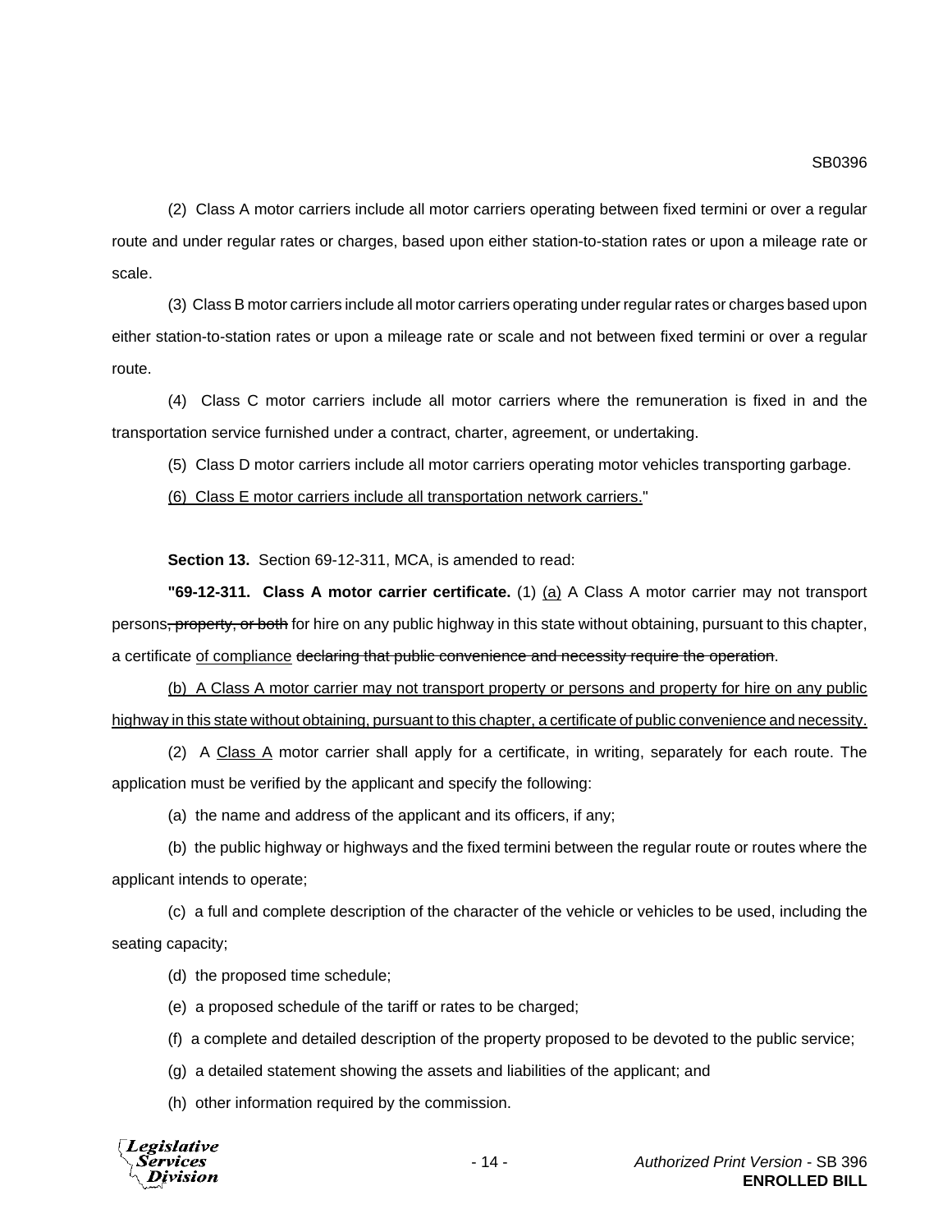(2) Class A motor carriers include all motor carriers operating between fixed termini or over a regular route and under regular rates or charges, based upon either station-to-station rates or upon a mileage rate or scale.

(3) Class B motor carriers include all motor carriers operating under regular rates or charges based upon either station-to-station rates or upon a mileage rate or scale and not between fixed termini or over a regular route.

(4) Class C motor carriers include all motor carriers where the remuneration is fixed in and the transportation service furnished under a contract, charter, agreement, or undertaking.

(5) Class D motor carriers include all motor carriers operating motor vehicles transporting garbage.

<u>(6) Class E motor carriers include all transportation network carriers.</u>"

**Section 13.** Section 69-12-311, MCA, is amended to read:

**"69-12-311. Class A motor carrier certificate.** (1) <u>(a)</u> A Class A motor carrier may not transport persons~~, property, or both~~ for hire on any public highway in this state without obtaining, pursuant to this chapter, a certificate <u>of compliance</u> ~~declaring that public convenience and necessity require the operation~~.

<u>(b) A Class A motor carrier may not transport property or persons and property for hire on any public highway in this state without obtaining, pursuant to this chapter, a certificate of public convenience and necessity.</u>

(2) A <u>Class A</u> motor carrier shall apply for a certificate, in writing, separately for each route. The application must be verified by the applicant and specify the following:

(a) the name and address of the applicant and its officers, if any;

(b) the public highway or highways and the fixed termini between the regular route or routes where the applicant intends to operate;

(c) a full and complete description of the character of the vehicle or vehicles to be used, including the seating capacity;

(d) the proposed time schedule;

(e) a proposed schedule of the tariff or rates to be charged;

(f) a complete and detailed description of the property proposed to be devoted to the public service;

(g) a detailed statement showing the assets and liabilities of the applicant; and

(h) other information required by the commission.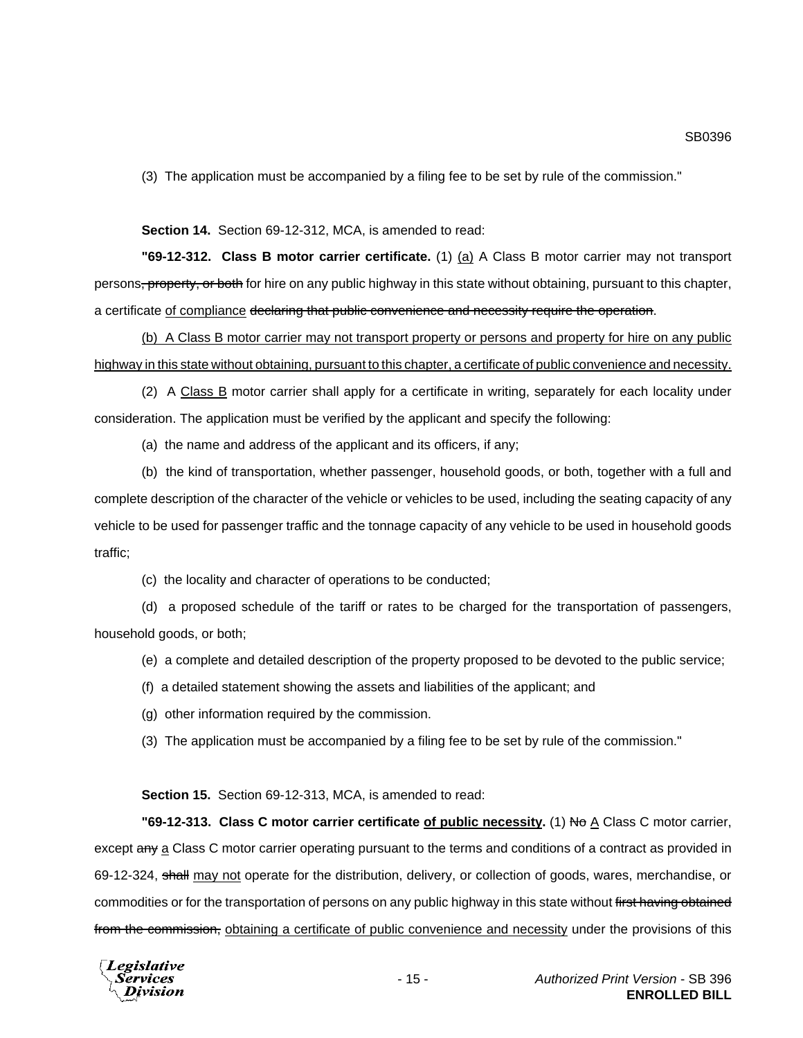(3) The application must be accompanied by a filing fee to be set by rule of the commission."

**Section 14.** Section 69-12-312, MCA, is amended to read:

**"69-12-312. Class B motor carrier certificate.** (1) <u>(a)</u> A Class B motor carrier may not transport persons~~, property, or both~~ for hire on any public highway in this state without obtaining, pursuant to this chapter, a certificate <u>of compliance</u> ~~declaring that public convenience and necessity require the operation~~.

<u>(b) A Class B motor carrier may not transport property or persons and property for hire on any public highway in this state without obtaining, pursuant to this chapter, a certificate of public convenience and necessity.</u>

(2) A <u>Class B</u> motor carrier shall apply for a certificate in writing, separately for each locality under consideration. The application must be verified by the applicant and specify the following:

(a) the name and address of the applicant and its officers, if any;

(b) the kind of transportation, whether passenger, household goods, or both, together with a full and complete description of the character of the vehicle or vehicles to be used, including the seating capacity of any vehicle to be used for passenger traffic and the tonnage capacity of any vehicle to be used in household goods traffic;

(c) the locality and character of operations to be conducted;

(d) a proposed schedule of the tariff or rates to be charged for the transportation of passengers, household goods, or both;

(e) a complete and detailed description of the property proposed to be devoted to the public service;

(f) a detailed statement showing the assets and liabilities of the applicant; and

(g) other information required by the commission.

(3) The application must be accompanied by a filing fee to be set by rule of the commission."

**Section 15.** Section 69-12-313, MCA, is amended to read:

**"69-12-313. Class C motor carrier certificate <u>of public necessity</u>.** (1) ~~No~~ <u>A</u> Class C motor carrier, except ~~any~~ <u>a</u> Class C motor carrier operating pursuant to the terms and conditions of a contract as provided in 69-12-324, ~~shall~~ <u>may not</u> operate for the distribution, delivery, or collection of goods, wares, merchandise, or commodities or for the transportation of persons on any public highway in this state without ~~first having obtained from the commission,~~ <u>obtaining a certificate of public convenience and necessity</u> under the provisions of this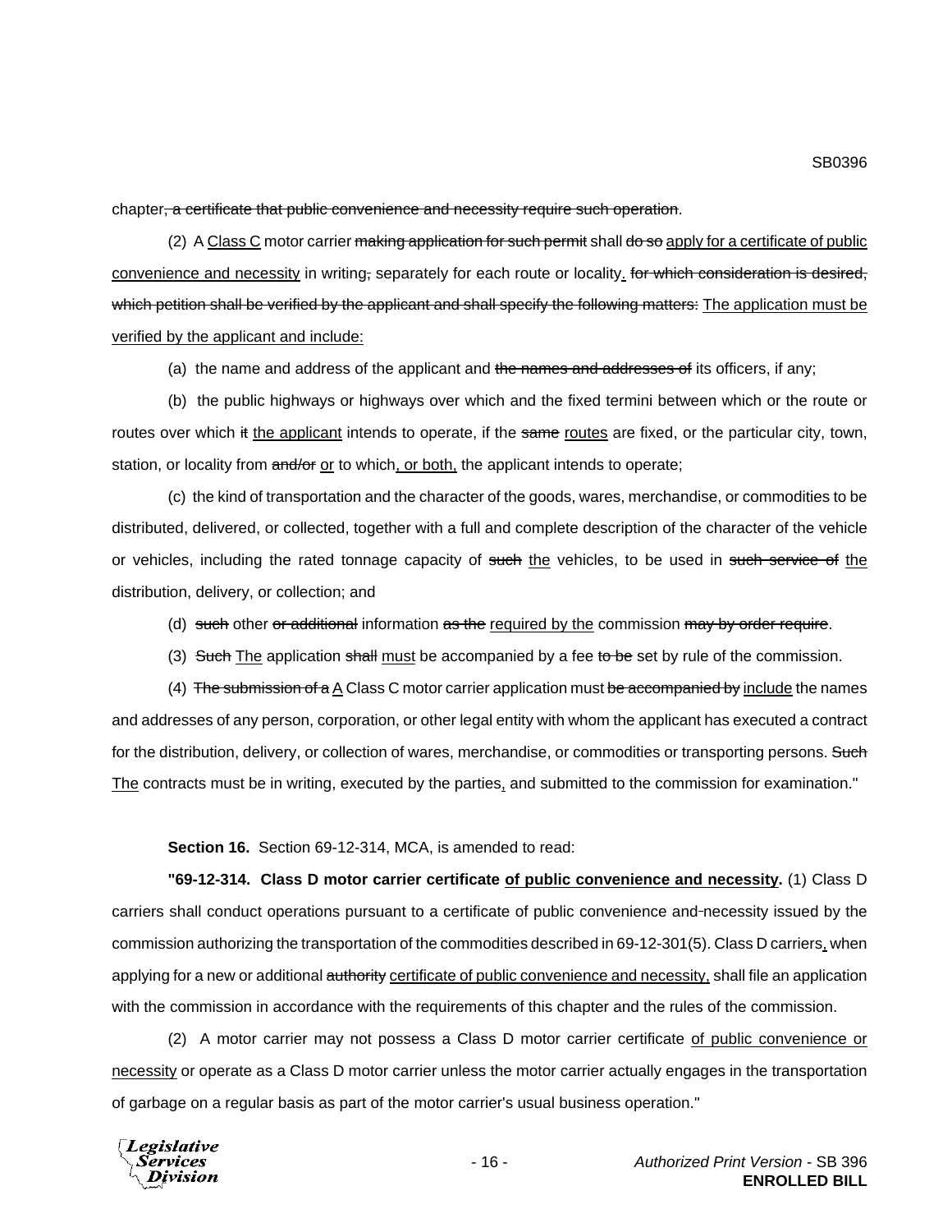chapter~~, a certificate that public convenience and necessity require such operation~~.

(2) A <u>Class C</u> motor carrier ~~making application for such permit~~ shall ~~do so~~ <u>apply for a certificate of public convenience and necessity</u> in writing~~,~~ separately for each route or locality<u>.</u> ~~for which consideration is desired, which petition shall be verified by the applicant and shall specify the following matters:~~ <u>The application must be verified by the applicant and include:</u>

(a) the name and address of the applicant and ~~the names and addresses of~~ its officers, if any;

(b) the public highways or highways over which and the fixed termini between which or the route or routes over which ~~it~~ <u>the applicant</u> intends to operate, if the ~~same~~ <u>routes</u> are fixed, or the particular city, town, station, or locality from ~~and/or~~ <u>or</u> to which<u>, or both,</u> the applicant intends to operate;

(c) the kind of transportation and the character of the goods, wares, merchandise, or commodities to be distributed, delivered, or collected, together with a full and complete description of the character of the vehicle or vehicles, including the rated tonnage capacity of ~~such~~ <u>the</u> vehicles, to be used in ~~such service of~~ <u>the</u> distribution, delivery, or collection; and

(d) ~~such~~ other ~~or additional~~ information ~~as the~~ <u>required by the</u> commission ~~may by order require~~.

(3) ~~Such~~ <u>The</u> application ~~shall~~ <u>must</u> be accompanied by a fee ~~to be~~ set by rule of the commission.

(4) ~~The submission of a~~ <u>A</u> Class C motor carrier application must ~~be accompanied by~~ <u>include</u> the names and addresses of any person, corporation, or other legal entity with whom the applicant has executed a contract for the distribution, delivery, or collection of wares, merchandise, or commodities or transporting persons. ~~Such~~ <u>The</u> contracts must be in writing, executed by the parties<u>,</u> and submitted to the commission for examination."

**Section 16.** Section 69-12-314, MCA, is amended to read:

**"69-12-314. Class D motor carrier certificate <u>of public convenience and necessity</u>.** (1) Class D carriers shall conduct operations pursuant to a certificate of public convenience and necessity issued by the commission authorizing the transportation of the commodities described in 69-12-301(5). Class D carriers<u>,</u> when applying for a new or additional ~~authority~~ <u>certificate of public convenience and necessity,</u> shall file an application with the commission in accordance with the requirements of this chapter and the rules of the commission.

(2) A motor carrier may not possess a Class D motor carrier certificate <u>of public convenience or necessity</u> or operate as a Class D motor carrier unless the motor carrier actually engages in the transportation of garbage on a regular basis as part of the motor carrier's usual business operation."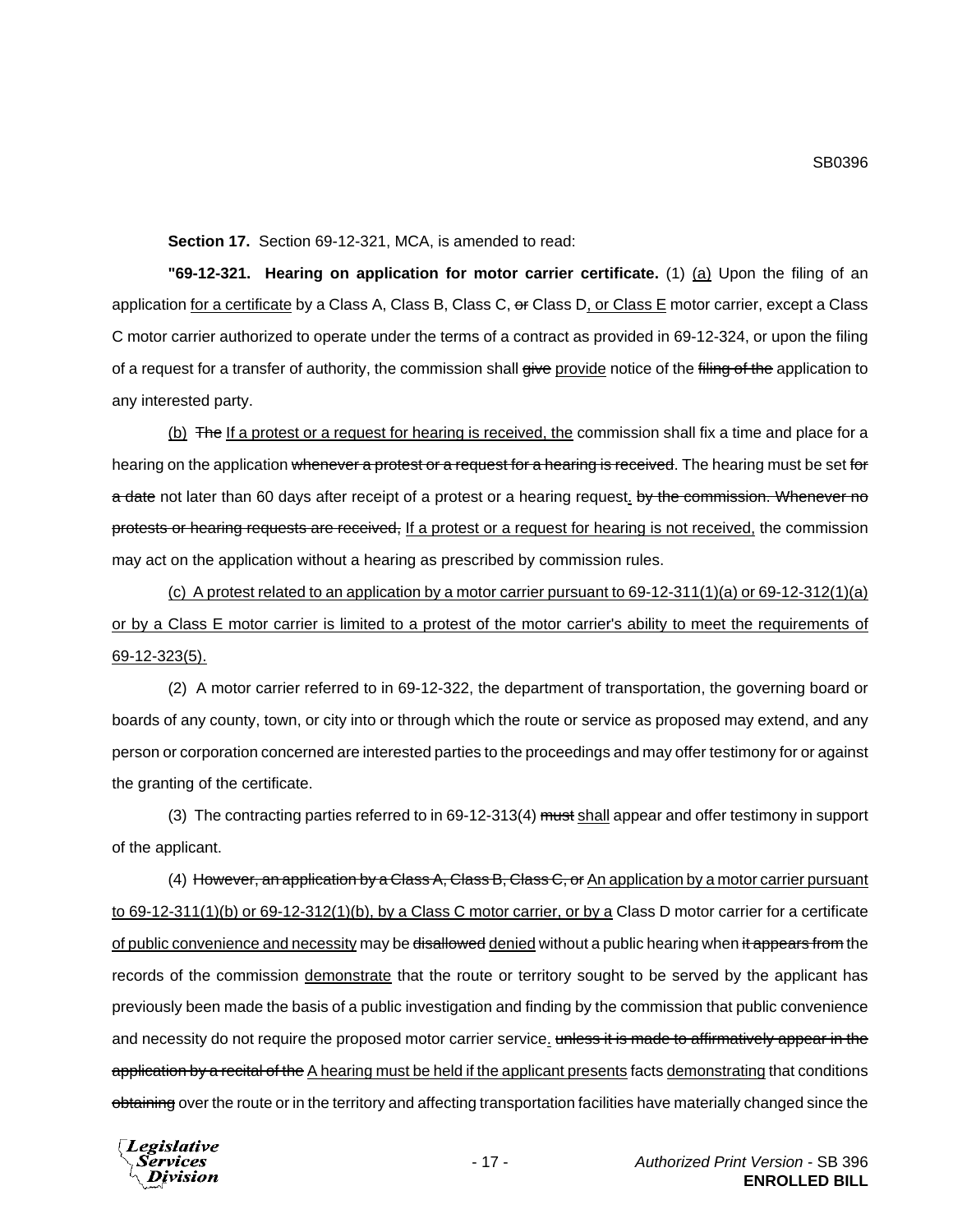**Section 17.** Section 69-12-321, MCA, is amended to read:

**"69-12-321. Hearing on application for motor carrier certificate.** (1) <u>(a)</u> Upon the filing of an application <u>for a certificate</u> by a Class A, Class B, Class C, ~~or~~ Class D<u>, or Class E</u> motor carrier, except a Class C motor carrier authorized to operate under the terms of a contract as provided in 69-12-324, or upon the filing of a request for a transfer of authority, the commission shall ~~give~~ <u>provide</u> notice of the ~~filing of the~~ application to any interested party.

<u>(b)</u> ~~The~~ <u>If a protest or a request for hearing is received, the</u> commission shall fix a time and place for a hearing on the application ~~whenever a protest or a request for a hearing is received~~. The hearing must be set ~~for a date~~ not later than 60 days after receipt of a protest or a hearing request<u>.</u> ~~by the commission. Whenever no protests or hearing requests are received,~~ <u>If a protest or a request for hearing is not received,</u> the commission may act on the application without a hearing as prescribed by commission rules.

<u>(c) A protest related to an application by a motor carrier pursuant to 69-12-311(1)(a) or 69-12-312(1)(a) or by a Class E motor carrier is limited to a protest of the motor carrier's ability to meet the requirements of 69-12-323(5).</u>

(2) A motor carrier referred to in 69-12-322, the department of transportation, the governing board or boards of any county, town, or city into or through which the route or service as proposed may extend, and any person or corporation concerned are interested parties to the proceedings and may offer testimony for or against the granting of the certificate.

(3) The contracting parties referred to in 69-12-313(4) ~~must~~ <u>shall</u> appear and offer testimony in support of the applicant.

(4) ~~However, an application by a Class A, Class B, Class C, or~~ <u>An application by a motor carrier pursuant to 69-12-311(1)(b) or 69-12-312(1)(b), by a Class C motor carrier, or by a</u> Class D motor carrier for a certificate <u>of public convenience and necessity</u> may be ~~disallowed~~ <u>denied</u> without a public hearing when ~~it appears from~~ the records of the commission <u>demonstrate</u> that the route or territory sought to be served by the applicant has previously been made the basis of a public investigation and finding by the commission that public convenience and necessity do not require the proposed motor carrier service<u>.</u> ~~unless it is made to affirmatively appear in the application by a recital of the~~ <u>A hearing must be held if the applicant presents</u> facts <u>demonstrating</u> that conditions ~~obtaining~~ over the route or in the territory and affecting transportation facilities have materially changed since the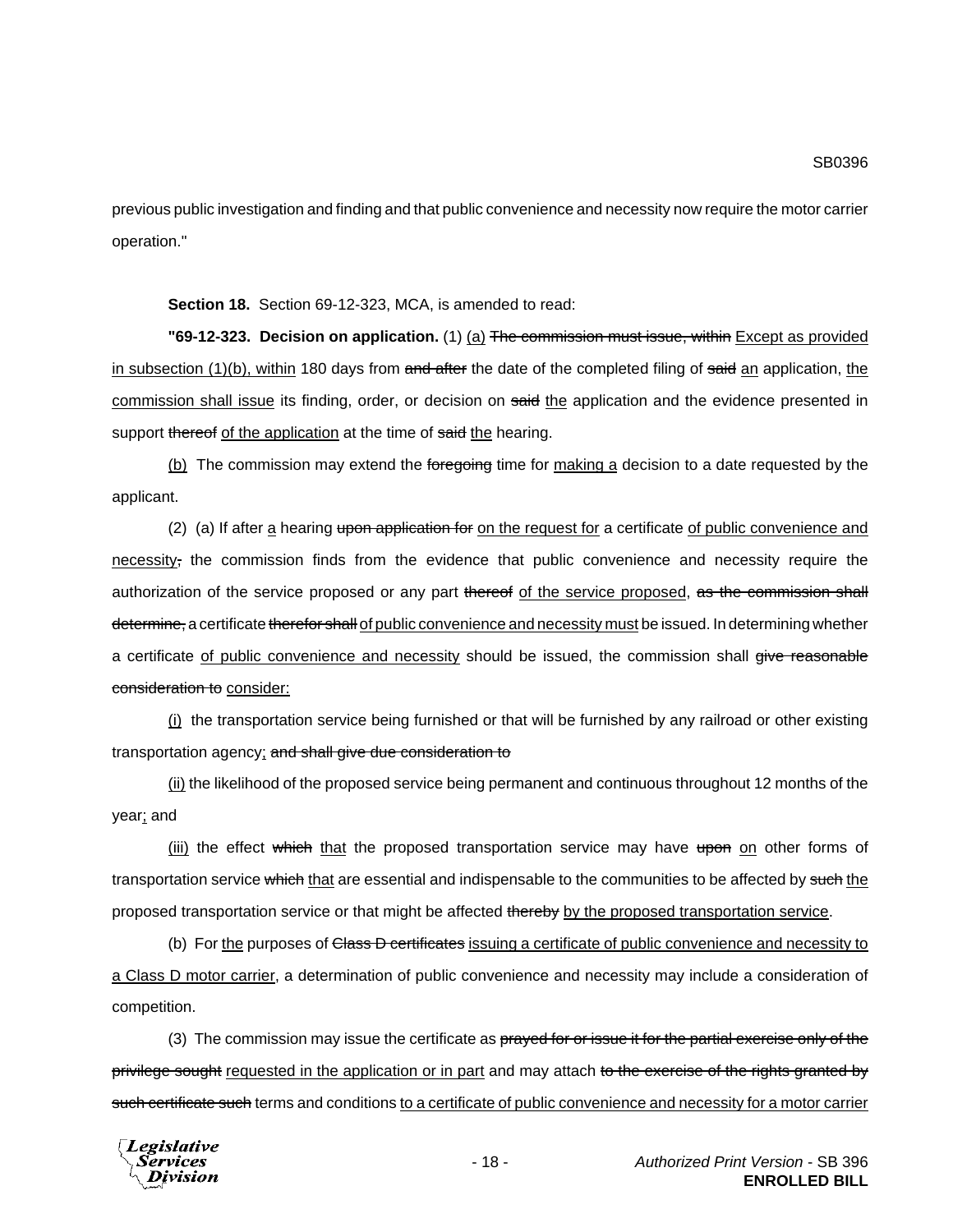previous public investigation and finding and that public convenience and necessity now require the motor carrier operation."

**Section 18.** Section 69-12-323, MCA, is amended to read:

**"69-12-323. Decision on application.** (1) <u>(a)</u> ~~The commission must issue, within~~ <u>Except as provided in subsection (1)(b), within</u> 180 days from ~~and after~~ the date of the completed filing of ~~said~~ <u>an</u> application, <u>the commission shall issue</u> its finding, order, or decision on ~~said~~ <u>the</u> application and the evidence presented in support ~~thereof~~ <u>of the application</u> at the time of ~~said~~ <u>the</u> hearing.

<u>(b)</u> The commission may extend the ~~foregoing~~ time for <u>making a</u> decision to a date requested by the applicant.

(2) (a) If after <u>a</u> hearing ~~upon application for~~ <u>on the request for</u> a certificate <u>of public convenience and necessity</u>~~,~~ the commission finds from the evidence that public convenience and necessity require the authorization of the service proposed or any part ~~thereof~~ <u>of the service proposed</u>, ~~as the commission shall determine,~~ a certificate ~~therefor shall~~ <u>of public convenience and necessity must</u> be issued. In determining whether a certificate <u>of public convenience and necessity</u> should be issued, the commission shall ~~give reasonable consideration to~~ <u>consider:</u>

<u>(i)</u> the transportation service being furnished or that will be furnished by any railroad or other existing transportation agency<u>;</u> ~~and shall give due consideration to~~

<u>(ii)</u> the likelihood of the proposed service being permanent and continuous throughout 12 months of the year<u>;</u> and

<u>(iii)</u> the effect ~~which~~ <u>that</u> the proposed transportation service may have ~~upon~~ <u>on</u> other forms of transportation service ~~which~~ <u>that</u> are essential and indispensable to the communities to be affected by ~~such~~ <u>the</u> proposed transportation service or that might be affected ~~thereby~~ <u>by the proposed transportation service</u>.

(b) For <u>the</u> purposes of ~~Class D certificates~~ <u>issuing a certificate of public convenience and necessity to a Class D motor carrier</u>, a determination of public convenience and necessity may include a consideration of competition.

(3) The commission may issue the certificate as ~~prayed for or issue it for the partial exercise only of the privilege sought~~ <u>requested in the application or in part</u> and may attach ~~to the exercise of the rights granted by such certificate such~~ terms and conditions <u>to a certificate of public convenience and necessity for a motor carrier</u>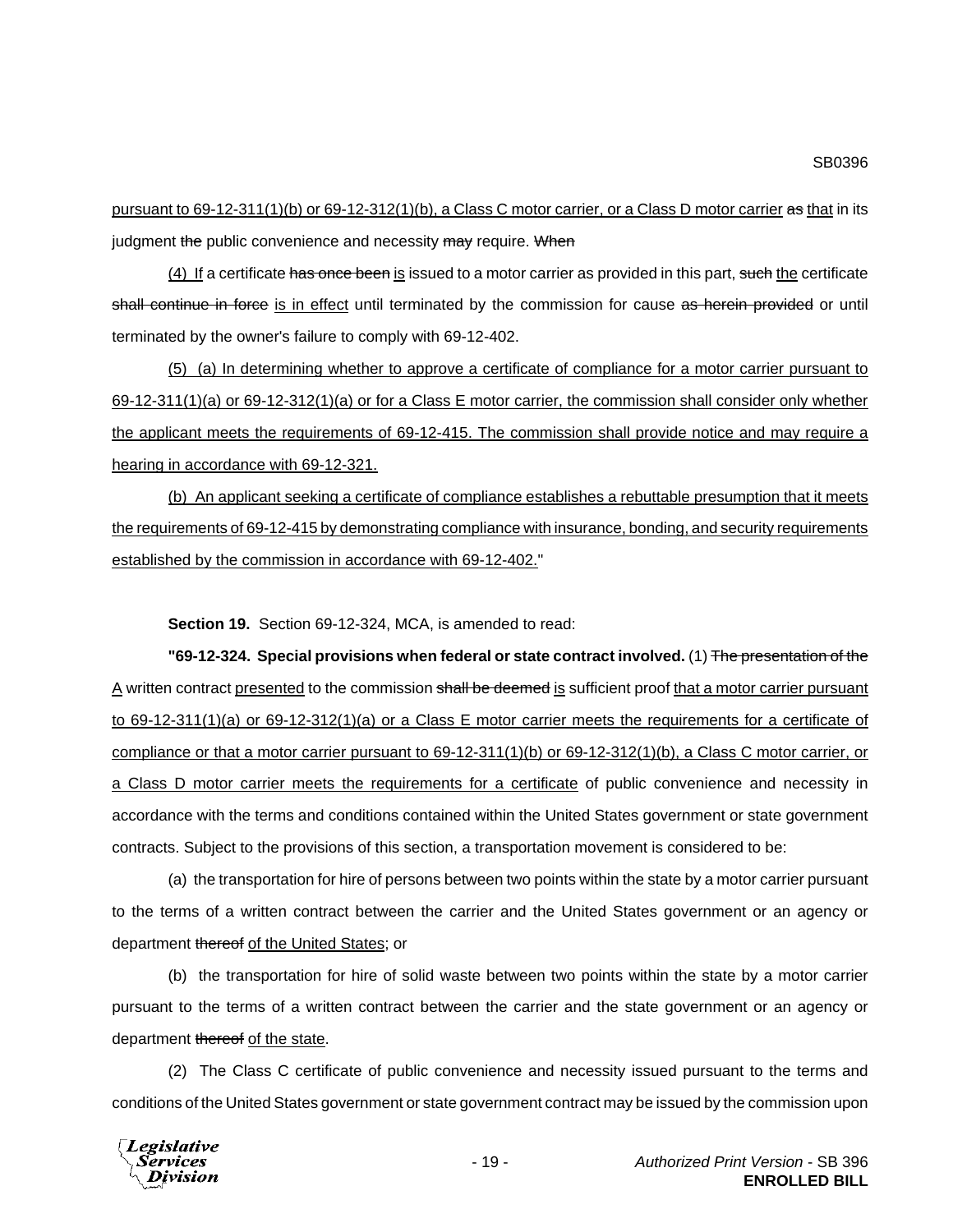pursuant to 69-12-311(1)(b) or 69-12-312(1)(b), a Class C motor carrier, or a Class D motor carrier ~~as~~ that in its judgment ~~the~~ public convenience and necessity ~~may~~ require. ~~When~~

(4) If a certificate ~~has once been~~ is issued to a motor carrier as provided in this part, ~~such~~ the certificate ~~shall continue in force~~ is in effect until terminated by the commission for cause ~~as herein provided~~ or until terminated by the owner's failure to comply with 69-12-402.

(5) (a) In determining whether to approve a certificate of compliance for a motor carrier pursuant to 69-12-311(1)(a) or 69-12-312(1)(a) or for a Class E motor carrier, the commission shall consider only whether the applicant meets the requirements of 69-12-415. The commission shall provide notice and may require a hearing in accordance with 69-12-321.

(b) An applicant seeking a certificate of compliance establishes a rebuttable presumption that it meets the requirements of 69-12-415 by demonstrating compliance with insurance, bonding, and security requirements established by the commission in accordance with 69-12-402."

**Section 19.** Section 69-12-324, MCA, is amended to read:

**"69-12-324. Special provisions when federal or state contract involved.** (1) ~~The presentation of the~~ A written contract presented to the commission ~~shall be deemed~~ is sufficient proof that a motor carrier pursuant to 69-12-311(1)(a) or 69-12-312(1)(a) or a Class E motor carrier meets the requirements for a certificate of compliance or that a motor carrier pursuant to 69-12-311(1)(b) or 69-12-312(1)(b), a Class C motor carrier, or a Class D motor carrier meets the requirements for a certificate of public convenience and necessity in accordance with the terms and conditions contained within the United States government or state government contracts. Subject to the provisions of this section, a transportation movement is considered to be:

(a) the transportation for hire of persons between two points within the state by a motor carrier pursuant to the terms of a written contract between the carrier and the United States government or an agency or department ~~thereof~~ of the United States; or

(b) the transportation for hire of solid waste between two points within the state by a motor carrier pursuant to the terms of a written contract between the carrier and the state government or an agency or department ~~thereof~~ of the state.

(2) The Class C certificate of public convenience and necessity issued pursuant to the terms and conditions of the United States government or state government contract may be issued by the commission upon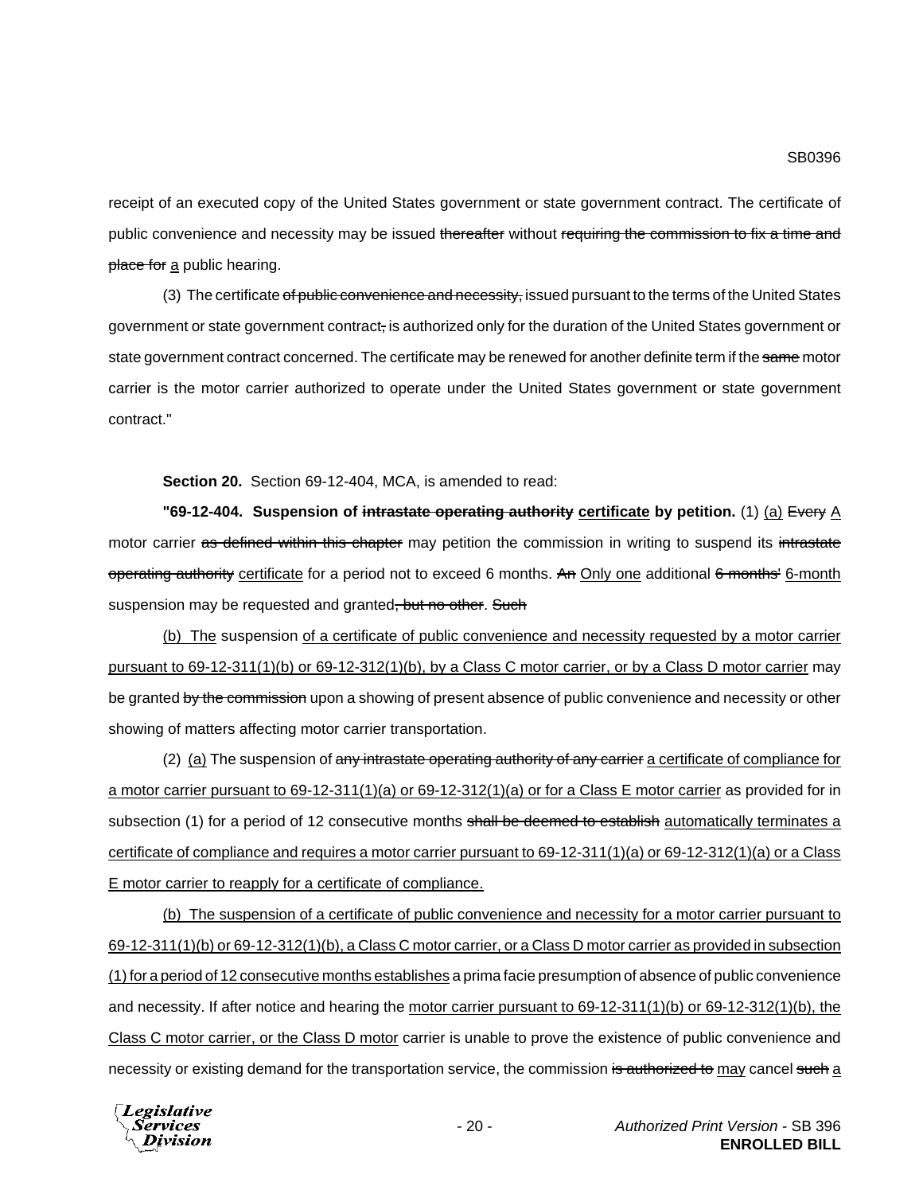receipt of an executed copy of the United States government or state government contract. The certificate of public convenience and necessity may be issued ~~thereafter~~ without ~~requiring the commission to fix a time and place for~~ <u>a</u> public hearing.

(3) The certificate ~~of public convenience and necessity,~~ issued pursuant to the terms of the United States government or state government contract~~,~~ is authorized only for the duration of the United States government or state government contract concerned. The certificate may be renewed for another definite term if the ~~same~~ motor carrier is the motor carrier authorized to operate under the United States government or state government contract."

**Section 20.** Section 69-12-404, MCA, is amended to read:

**"69-12-404. Suspension of ~~intrastate operating authority~~ <u>certificate</u> by petition.** (1) <u>(a)</u> ~~Every~~ <u>A</u> motor carrier ~~as defined within this chapter~~ may petition the commission in writing to suspend its ~~intrastate operating authority~~ <u>certificate</u> for a period not to exceed 6 months. ~~An~~ <u>Only one</u> additional ~~6 months'~~ <u>6-month</u> suspension may be requested and granted~~, but no other~~. ~~Such~~

<u>(b) The</u> suspension <u>of a certificate of public convenience and necessity requested by a motor carrier pursuant to 69-12-311(1)(b) or 69-12-312(1)(b), by a Class C motor carrier, or by a Class D motor carrier</u> may be granted ~~by the commission~~ upon a showing of present absence of public convenience and necessity or other showing of matters affecting motor carrier transportation.

(2) <u>(a)</u> The suspension of ~~any intrastate operating authority of any carrier~~ <u>a certificate of compliance for a motor carrier pursuant to 69-12-311(1)(a) or 69-12-312(1)(a) or for a Class E motor carrier</u> as provided for in subsection (1) for a period of 12 consecutive months ~~shall be deemed to establish~~ <u>automatically terminates a certificate of compliance and requires a motor carrier pursuant to 69-12-311(1)(a) or 69-12-312(1)(a) or a Class E motor carrier to reapply for a certificate of compliance.</u>

<u>(b) The suspension of a certificate of public convenience and necessity for a motor carrier pursuant to 69-12-311(1)(b) or 69-12-312(1)(b), a Class C motor carrier, or a Class D motor carrier as provided in subsection (1) for a period of 12 consecutive months establishes</u> a prima facie presumption of absence of public convenience and necessity. If after notice and hearing the <u>motor carrier pursuant to 69-12-311(1)(b) or 69-12-312(1)(b), the Class C motor carrier, or the Class D motor</u> carrier is unable to prove the existence of public convenience and necessity or existing demand for the transportation service, the commission ~~is authorized to~~ <u>may</u> cancel ~~such~~ <u>a</u>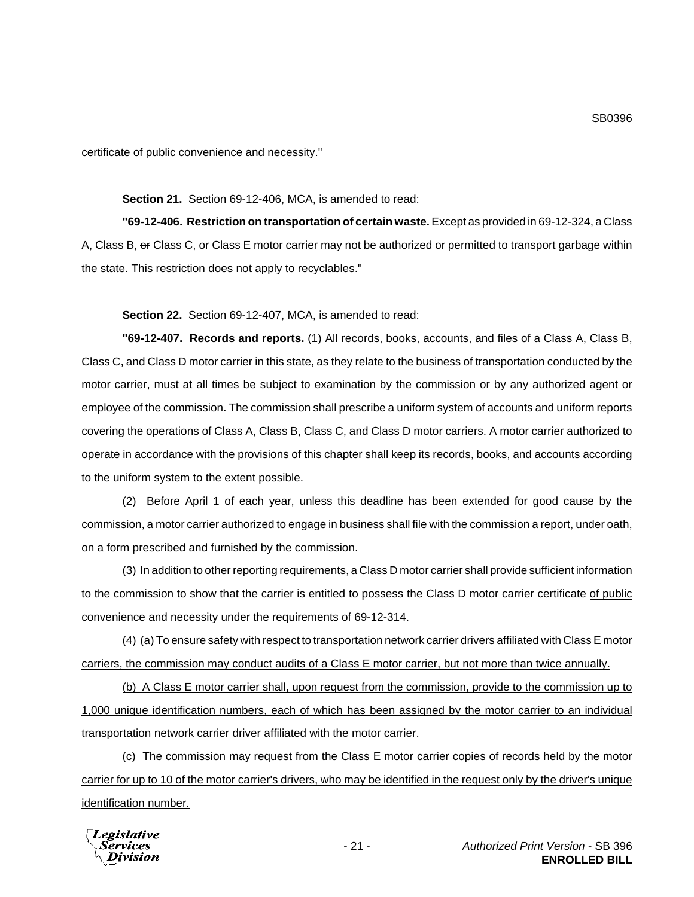certificate of public convenience and necessity."

**Section 21.** Section 69-12-406, MCA, is amended to read:

**"69-12-406. Restriction on transportation of certain waste.** Except as provided in 69-12-324, a Class A, Class B, ~~or~~ Class C, or Class E motor carrier may not be authorized or permitted to transport garbage within the state. This restriction does not apply to recyclables."

**Section 22.** Section 69-12-407, MCA, is amended to read:

**"69-12-407. Records and reports.** (1) All records, books, accounts, and files of a Class A, Class B, Class C, and Class D motor carrier in this state, as they relate to the business of transportation conducted by the motor carrier, must at all times be subject to examination by the commission or by any authorized agent or employee of the commission. The commission shall prescribe a uniform system of accounts and uniform reports covering the operations of Class A, Class B, Class C, and Class D motor carriers. A motor carrier authorized to operate in accordance with the provisions of this chapter shall keep its records, books, and accounts according to the uniform system to the extent possible.

(2) Before April 1 of each year, unless this deadline has been extended for good cause by the commission, a motor carrier authorized to engage in business shall file with the commission a report, under oath, on a form prescribed and furnished by the commission.

(3) In addition to other reporting requirements, a Class D motor carrier shall provide sufficient information to the commission to show that the carrier is entitled to possess the Class D motor carrier certificate of public convenience and necessity under the requirements of 69-12-314.

(4) (a) To ensure safety with respect to transportation network carrier drivers affiliated with Class E motor carriers, the commission may conduct audits of a Class E motor carrier, but not more than twice annually.

(b) A Class E motor carrier shall, upon request from the commission, provide to the commission up to 1,000 unique identification numbers, each of which has been assigned by the motor carrier to an individual transportation network carrier driver affiliated with the motor carrier.

(c) The commission may request from the Class E motor carrier copies of records held by the motor carrier for up to 10 of the motor carrier's drivers, who may be identified in the request only by the driver's unique identification number.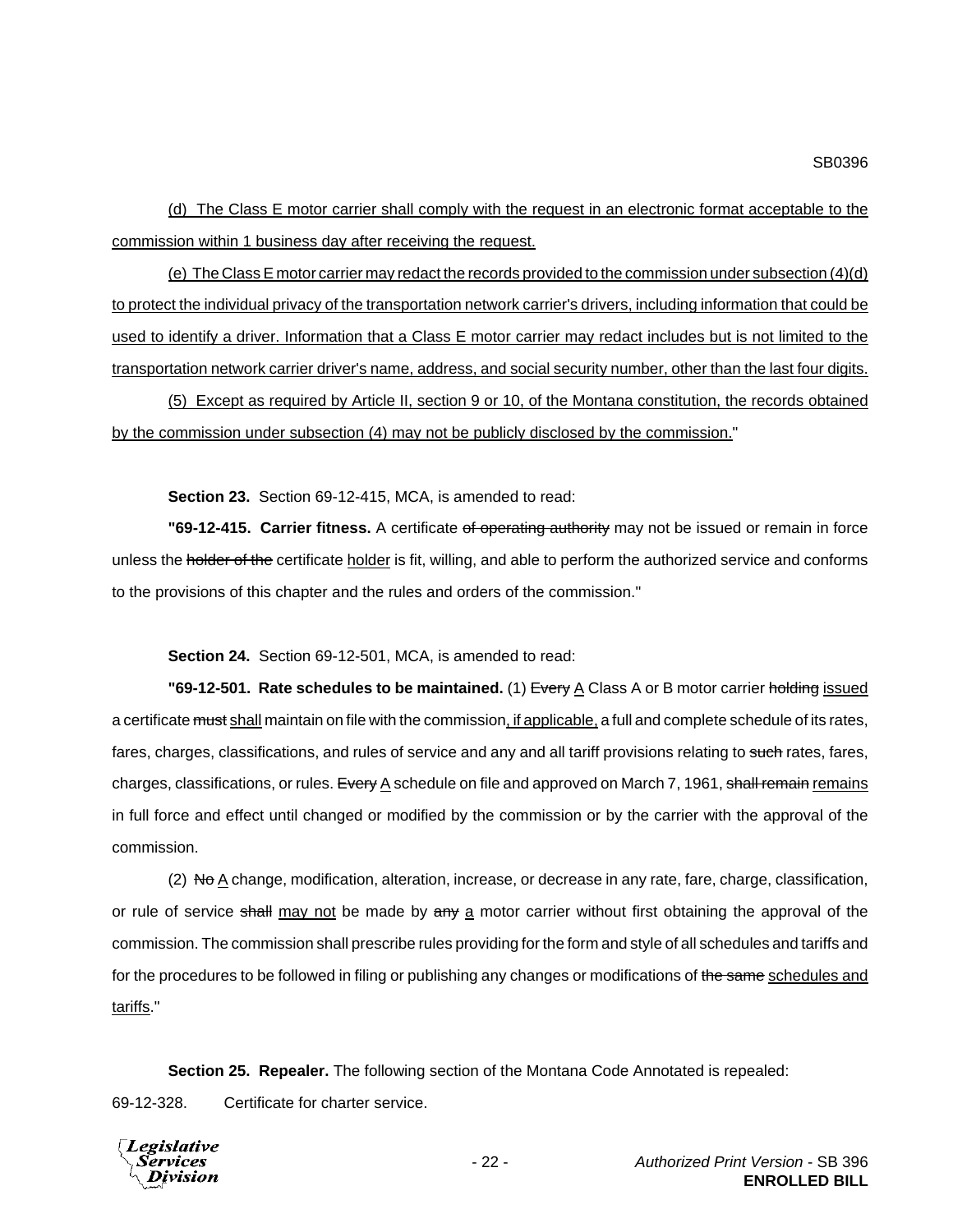(d) The Class E motor carrier shall comply with the request in an electronic format acceptable to the commission within 1 business day after receiving the request.

(e) The Class E motor carrier may redact the records provided to the commission under subsection (4)(d) to protect the individual privacy of the transportation network carrier's drivers, including information that could be used to identify a driver. Information that a Class E motor carrier may redact includes but is not limited to the transportation network carrier driver's name, address, and social security number, other than the last four digits.

(5) Except as required by Article II, section 9 or 10, of the Montana constitution, the records obtained by the commission under subsection (4) may not be publicly disclosed by the commission."

**Section 23.** Section 69-12-415, MCA, is amended to read:

**"69-12-415. Carrier fitness.** A certificate ~~of operating authority~~ may not be issued or remain in force unless the ~~holder of the~~ certificate holder is fit, willing, and able to perform the authorized service and conforms to the provisions of this chapter and the rules and orders of the commission."

**Section 24.** Section 69-12-501, MCA, is amended to read:

**"69-12-501. Rate schedules to be maintained.** (1) ~~Every~~ A Class A or B motor carrier ~~holding~~ issued a certificate ~~must~~ shall maintain on file with the commission, if applicable, a full and complete schedule of its rates, fares, charges, classifications, and rules of service and any and all tariff provisions relating to ~~such~~ rates, fares, charges, classifications, or rules. ~~Every~~ A schedule on file and approved on March 7, 1961, ~~shall remain~~ remains in full force and effect until changed or modified by the commission or by the carrier with the approval of the commission.

(2) ~~No~~ A change, modification, alteration, increase, or decrease in any rate, fare, charge, classification, or rule of service ~~shall~~ may not be made by ~~any~~ a motor carrier without first obtaining the approval of the commission. The commission shall prescribe rules providing for the form and style of all schedules and tariffs and for the procedures to be followed in filing or publishing any changes or modifications of ~~the same~~ schedules and tariffs."

**Section 25. Repealer.** The following section of the Montana Code Annotated is repealed:

69-12-328. Certificate for charter service.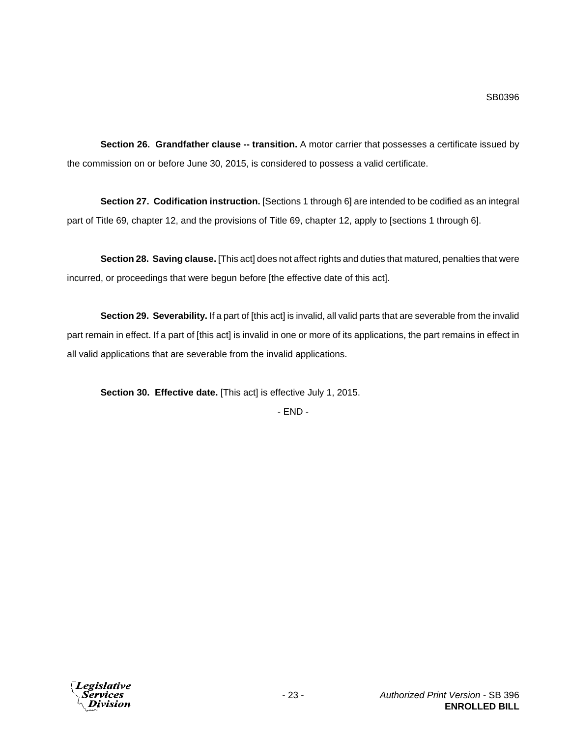**Section 26. Grandfather clause -- transition.** A motor carrier that possesses a certificate issued by the commission on or before June 30, 2015, is considered to possess a valid certificate.

**Section 27. Codification instruction.** [Sections 1 through 6] are intended to be codified as an integral part of Title 69, chapter 12, and the provisions of Title 69, chapter 12, apply to [sections 1 through 6].

**Section 28. Saving clause.** [This act] does not affect rights and duties that matured, penalties that were incurred, or proceedings that were begun before [the effective date of this act].

**Section 29. Severability.** If a part of [this act] is invalid, all valid parts that are severable from the invalid part remain in effect. If a part of [this act] is invalid in one or more of its applications, the part remains in effect in all valid applications that are severable from the invalid applications.

**Section 30. Effective date.** [This act] is effective July 1, 2015.

- END -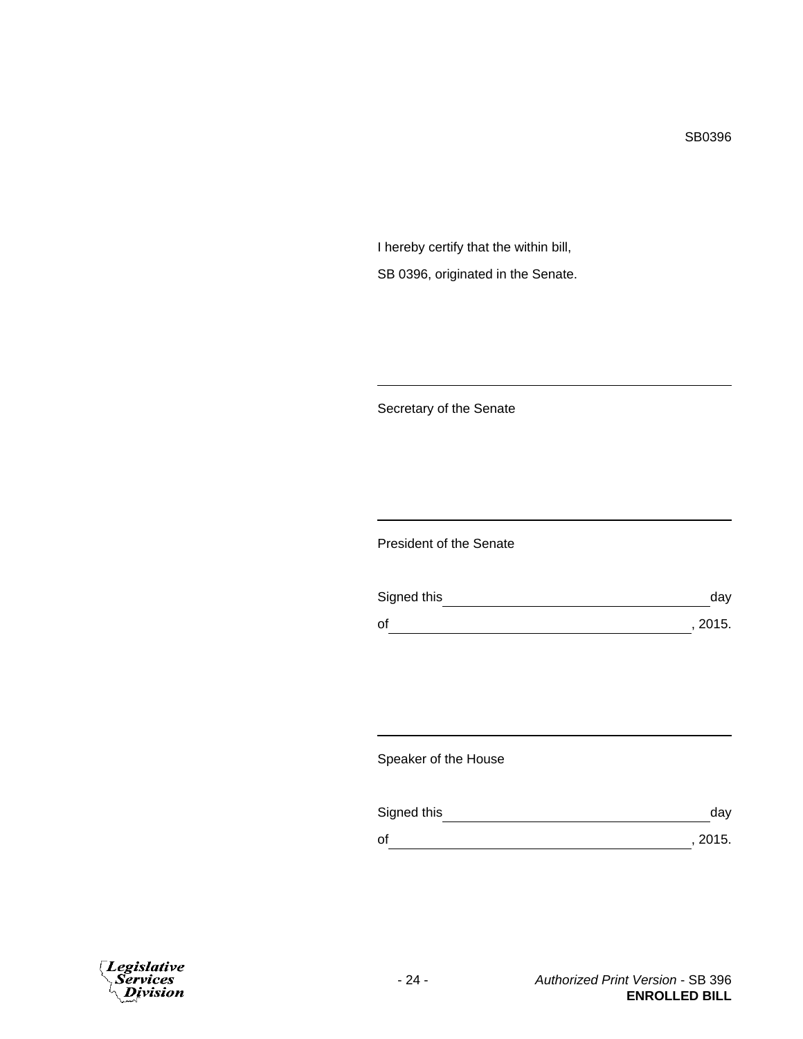SB0396

I hereby certify that the within bill,

SB 0396, originated in the Senate.

\_\_\_\_\_\_\_\_\_\_\_\_\_\_\_\_\_\_\_\_\_\_\_\_\_\_\_\_\_\_\_\_\_\_\_\_\_\_\_\_\_\_\_\_

Secretary of the Senate

\_\_\_\_\_\_\_\_\_\_\_\_\_\_\_\_\_\_\_\_\_\_\_\_\_\_\_\_\_\_\_\_\_\_\_\_\_\_\_\_\_\_\_\_

President of the Senate

Signed this \_\_\_\_\_\_\_\_\_\_\_\_\_\_\_\_\_\_\_\_\_\_\_\_\_\_\_\_\_\_\_\_ day

of \_\_\_\_\_\_\_\_\_\_\_\_\_\_\_\_\_\_\_\_\_\_\_\_\_\_\_\_\_\_\_\_\_\_\_\_\_\_, 2015.

\_\_\_\_\_\_\_\_\_\_\_\_\_\_\_\_\_\_\_\_\_\_\_\_\_\_\_\_\_\_\_\_\_\_\_\_\_\_\_\_\_\_\_\_

Speaker of the House

Signed this \_\_\_\_\_\_\_\_\_\_\_\_\_\_\_\_\_\_\_\_\_\_\_\_\_\_\_\_\_\_\_\_ day

of \_\_\_\_\_\_\_\_\_\_\_\_\_\_\_\_\_\_\_\_\_\_\_\_\_\_\_\_\_\_\_\_\_\_\_\_\_\_, 2015.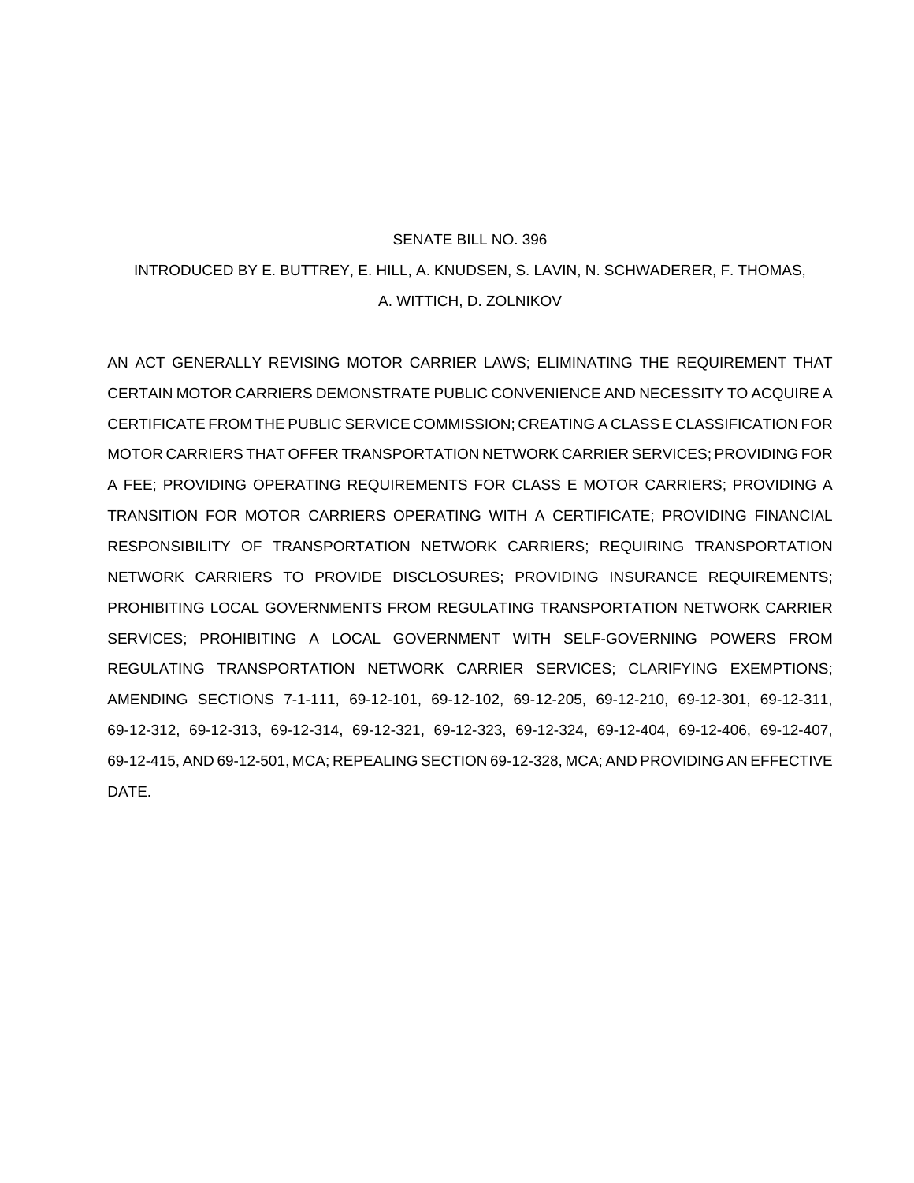SENATE BILL NO. 396

INTRODUCED BY E. BUTTREY, E. HILL, A. KNUDSEN, S. LAVIN, N. SCHWADERER, F. THOMAS, A. WITTICH, D. ZOLNIKOV

AN ACT GENERALLY REVISING MOTOR CARRIER LAWS; ELIMINATING THE REQUIREMENT THAT CERTAIN MOTOR CARRIERS DEMONSTRATE PUBLIC CONVENIENCE AND NECESSITY TO ACQUIRE A CERTIFICATE FROM THE PUBLIC SERVICE COMMISSION; CREATING A CLASS E CLASSIFICATION FOR MOTOR CARRIERS THAT OFFER TRANSPORTATION NETWORK CARRIER SERVICES; PROVIDING FOR A FEE; PROVIDING OPERATING REQUIREMENTS FOR CLASS E MOTOR CARRIERS; PROVIDING A TRANSITION FOR MOTOR CARRIERS OPERATING WITH A CERTIFICATE; PROVIDING FINANCIAL RESPONSIBILITY OF TRANSPORTATION NETWORK CARRIERS; REQUIRING TRANSPORTATION NETWORK CARRIERS TO PROVIDE DISCLOSURES; PROVIDING INSURANCE REQUIREMENTS; PROHIBITING LOCAL GOVERNMENTS FROM REGULATING TRANSPORTATION NETWORK CARRIER SERVICES; PROHIBITING A LOCAL GOVERNMENT WITH SELF-GOVERNING POWERS FROM REGULATING TRANSPORTATION NETWORK CARRIER SERVICES; CLARIFYING EXEMPTIONS; AMENDING SECTIONS 7-1-111, 69-12-101, 69-12-102, 69-12-205, 69-12-210, 69-12-301, 69-12-311, 69-12-312, 69-12-313, 69-12-314, 69-12-321, 69-12-323, 69-12-324, 69-12-404, 69-12-406, 69-12-407, 69-12-415, AND 69-12-501, MCA; REPEALING SECTION 69-12-328, MCA; AND PROVIDING AN EFFECTIVE DATE.